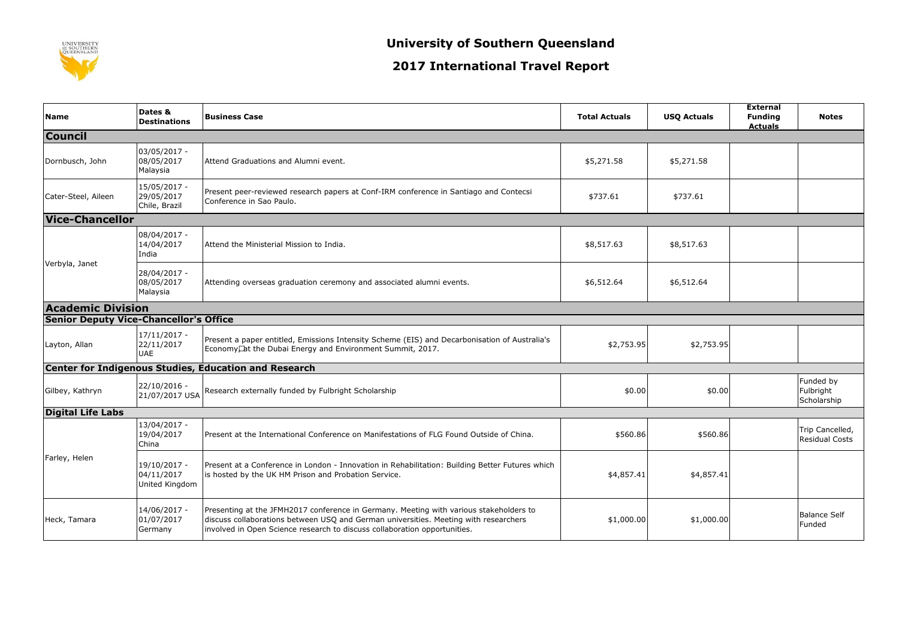# University of Southern Queensland

## 2017 International Travel Report

| Name | Dates & Destinations | Business Case | Total Actuals | USQ Actuals | External Funding Actuals | Notes |
|---|---|---|---|---|---|---|
| **Council** | | | | | | |
| Dornbusch, John | 03/05/2017 - 08/05/2017 Malaysia | Attend Graduations and Alumni event. | $5,271.58 | $5,271.58 | | |
| Cater-Steel, Aileen | 15/05/2017 - 29/05/2017 Chile, Brazil | Present peer-reviewed research papers at Conf-IRM conference in Santiago and Contecsi Conference in Sao Paulo. | $737.61 | $737.61 | | |
| **Vice-Chancellor** | | | | | | |
| Verbyla, Janet | 08/04/2017 - 14/04/2017 India | Attend the Ministerial Mission to India. | $8,517.63 | $8,517.63 | | |
| | 28/04/2017 - 08/05/2017 Malaysia | Attending overseas graduation ceremony and associated alumni events. | $6,512.64 | $6,512.64 | | |
| **Academic Division** | | | | | | |
| **Senior Deputy Vice-Chancellor's Office** | | | | | | |
| Layton, Allan | 17/11/2017 - 22/11/2017 UAE | Present a paper entitled, Emissions Intensity Scheme (EIS) and Decarbonisation of Australia's Economy at the Dubai Energy and Environment Summit, 2017. | $2,753.95 | $2,753.95 | | |
| **Center for Indigenous Studies, Education and Research** | | | | | | |
| Gilbey, Kathryn | 22/10/2016 - 21/07/2017 USA | Research externally funded by Fulbright Scholarship | $0.00 | $0.00 | | Funded by Fulbright Scholarship |
| **Digital Life Labs** | | | | | | |
| Farley, Helen | 13/04/2017 - 19/04/2017 China | Present at the International Conference on Manifestations of FLG Found Outside of China. | $560.86 | $560.86 | | Trip Cancelled, Residual Costs |
| | 19/10/2017 - 04/11/2017 United Kingdom | Present at a Conference in London - Innovation in Rehabilitation: Building Better Futures which is hosted by the UK HM Prison and Probation Service. | $4,857.41 | $4,857.41 | | |
| Heck, Tamara | 14/06/2017 - 01/07/2017 Germany | Presenting at the JFMH2017 conference in Germany. Meeting with various stakeholders to discuss collaborations between USQ and German universities. Meeting with researchers involved in Open Science research to discuss collaboration opportunities. | $1,000.00 | $1,000.00 | | Balance Self Funded |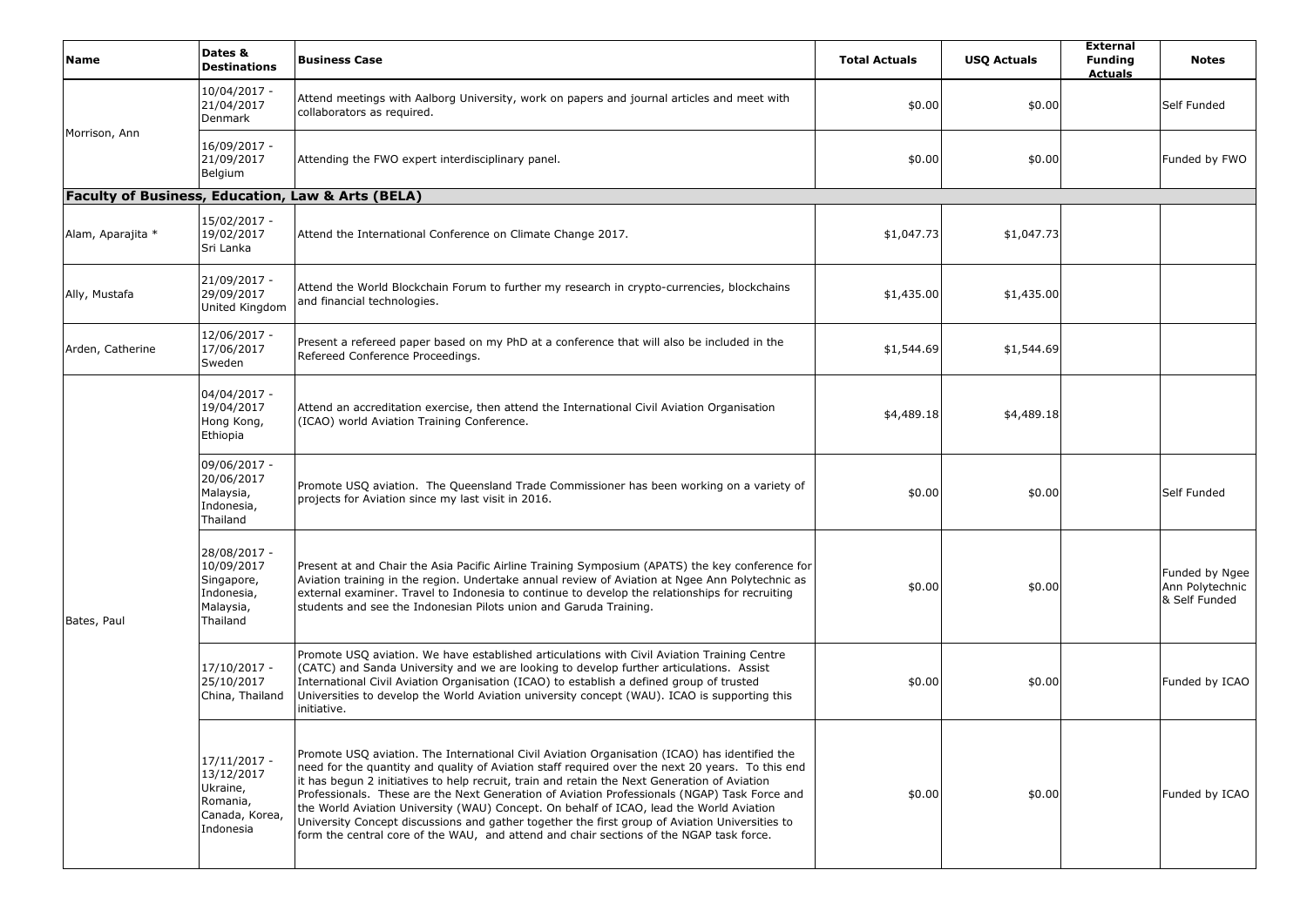| Name | Dates & Destinations | Business Case | Total Actuals | USQ Actuals | External Funding Actuals | Notes |
|---|---|---|---|---|---|---|
| Morrison, Ann | 10/04/2017 - 21/04/2017 Denmark | Attend meetings with Aalborg University, work on papers and journal articles and meet with collaborators as required. | $0.00 | $0.00 | | Self Funded |
| | 16/09/2017 - 21/09/2017 Belgium | Attending the FWO expert interdisciplinary panel. | $0.00 | $0.00 | | Funded by FWO |
| **Faculty of Business, Education, Law & Arts (BELA)** | | | | | | |
| Alam, Aparajita * | 15/02/2017 - 19/02/2017 Sri Lanka | Attend the International Conference on Climate Change 2017. | $1,047.73 | $1,047.73 | | |
| Ally, Mustafa | 21/09/2017 - 29/09/2017 United Kingdom | Attend the World Blockchain Forum to further my research in crypto-currencies, blockchains and financial technologies. | $1,435.00 | $1,435.00 | | |
| Arden, Catherine | 12/06/2017 - 17/06/2017 Sweden | Present a refereed paper based on my PhD at a conference that will also be included in the Refereed Conference Proceedings. | $1,544.69 | $1,544.69 | | |
| Bates, Paul | 04/04/2017 - 19/04/2017 Hong Kong, Ethiopia | Attend an accreditation exercise, then attend the International Civil Aviation Organisation (ICAO) world Aviation Training Conference. | $4,489.18 | $4,489.18 | | |
| | 09/06/2017 - 20/06/2017 Malaysia, Indonesia, Thailand | Promote USQ aviation. The Queensland Trade Commissioner has been working on a variety of projects for Aviation since my last visit in 2016. | $0.00 | $0.00 | | Self Funded |
| | 28/08/2017 - 10/09/2017 Singapore, Indonesia, Malaysia, Thailand | Present at and Chair the Asia Pacific Airline Training Symposium (APATS) the key conference for Aviation training in the region. Undertake annual review of Aviation at Ngee Ann Polytechnic as external examiner. Travel to Indonesia to continue to develop the relationships for recruiting students and see the Indonesian Pilots union and Garuda Training. | $0.00 | $0.00 | | Funded by Ngee Ann Polytechnic & Self Funded |
| | 17/10/2017 - 25/10/2017 China, Thailand | Promote USQ aviation. We have established articulations with Civil Aviation Training Centre (CATC) and Sanda University and we are looking to develop further articulations. Assist International Civil Aviation Organisation (ICAO) to establish a defined group of trusted Universities to develop the World Aviation university concept (WAU). ICAO is supporting this initiative. | $0.00 | $0.00 | | Funded by ICAO |
| | 17/11/2017 - 13/12/2017 Ukraine, Romania, Canada, Korea, Indonesia | Promote USQ aviation. The International Civil Aviation Organisation (ICAO) has identified the need for the quantity and quality of Aviation staff required over the next 20 years. To this end it has begun 2 initiatives to help recruit, train and retain the Next Generation of Aviation Professionals. These are the Next Generation of Aviation Professionals (NGAP) Task Force and the World Aviation University (WAU) Concept. On behalf of ICAO, lead the World Aviation University Concept discussions and gather together the first group of Aviation Universities to form the central core of the WAU, and attend and chair sections of the NGAP task force. | $0.00 | $0.00 | | Funded by ICAO |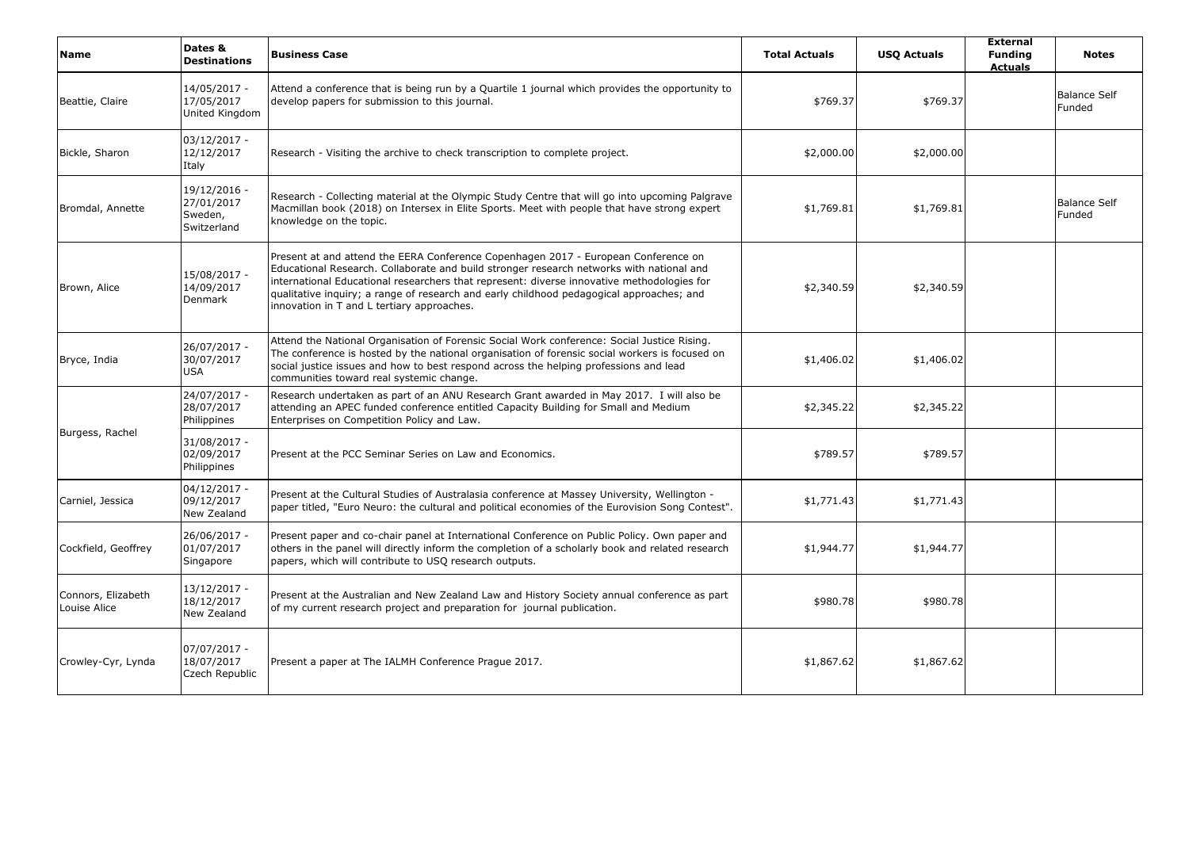| Name | Dates & Destinations | Business Case | Total Actuals | USQ Actuals | External Funding Actuals | Notes |
| --- | --- | --- | --- | --- | --- | --- |
| Beattie, Claire | 14/05/2017 - 17/05/2017 United Kingdom | Attend a conference that is being run by a Quartile 1 journal which provides the opportunity to develop papers for submission to this journal. | $769.37 | $769.37 | | Balance Self Funded |
| Bickle, Sharon | 03/12/2017 - 12/12/2017 Italy | Research - Visiting the archive to check transcription to complete project. | $2,000.00 | $2,000.00 | | |
| Bromdal, Annette | 19/12/2016 - 27/01/2017 Sweden, Switzerland | Research - Collecting material at the Olympic Study Centre that will go into upcoming Palgrave Macmillan book (2018) on Intersex in Elite Sports. Meet with people that have strong expert knowledge on the topic. | $1,769.81 | $1,769.81 | | Balance Self Funded |
| Brown, Alice | 15/08/2017 - 14/09/2017 Denmark | Present at and attend the EERA Conference Copenhagen 2017 - European Conference on Educational Research. Collaborate and build stronger research networks with national and international Educational researchers that represent: diverse innovative methodologies for qualitative inquiry; a range of research and early childhood pedagogical approaches; and innovation in T and L tertiary approaches. | $2,340.59 | $2,340.59 | | |
| Bryce, India | 26/07/2017 - 30/07/2017 USA | Attend the National Organisation of Forensic Social Work conference: Social Justice Rising. The conference is hosted by the national organisation of forensic social workers is focused on social justice issues and how to best respond across the helping professions and lead communities toward real systemic change. | $1,406.02 | $1,406.02 | | |
| Burgess, Rachel | 24/07/2017 - 28/07/2017 Philippines | Research undertaken as part of an ANU Research Grant awarded in May 2017. I will also be attending an APEC funded conference entitled Capacity Building for Small and Medium Enterprises on Competition Policy and Law. | $2,345.22 | $2,345.22 | | |
| | 31/08/2017 - 02/09/2017 Philippines | Present at the PCC Seminar Series on Law and Economics. | $789.57 | $789.57 | | |
| Carniel, Jessica | 04/12/2017 - 09/12/2017 New Zealand | Present at the Cultural Studies of Australasia conference at Massey University, Wellington - paper titled, "Euro Neuro: the cultural and political economies of the Eurovision Song Contest". | $1,771.43 | $1,771.43 | | |
| Cockfield, Geoffrey | 26/06/2017 - 01/07/2017 Singapore | Present paper and co-chair panel at International Conference on Public Policy. Own paper and others in the panel will directly inform the completion of a scholarly book and related research papers, which will contribute to USQ research outputs. | $1,944.77 | $1,944.77 | | |
| Connors, Elizabeth Louise Alice | 13/12/2017 - 18/12/2017 New Zealand | Present at the Australian and New Zealand Law and History Society annual conference as part of my current research project and preparation for journal publication. | $980.78 | $980.78 | | |
| Crowley-Cyr, Lynda | 07/07/2017 - 18/07/2017 Czech Republic | Present a paper at The IALMH Conference Prague 2017. | $1,867.62 | $1,867.62 | | |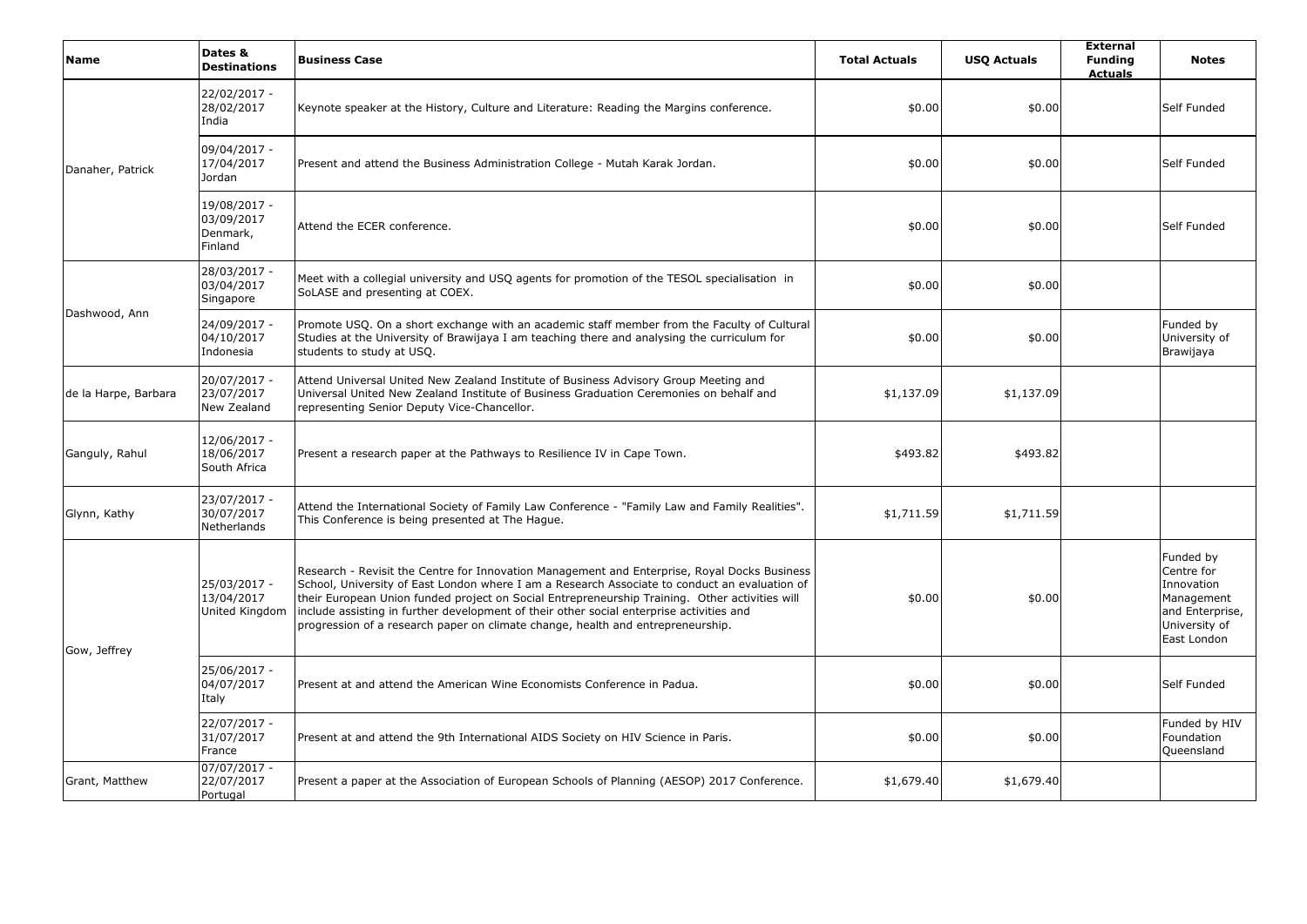| Name | Dates & Destinations | Business Case | Total Actuals | USQ Actuals | External Funding Actuals | Notes |
|---|---|---|---|---|---|---|
| Danaher, Patrick | 22/02/2017 - 28/02/2017 India | Keynote speaker at the History, Culture and Literature: Reading the Margins conference. | $0.00 | $0.00 | | Self Funded |
| | 09/04/2017 - 17/04/2017 Jordan | Present and attend the Business Administration College - Mutah Karak Jordan. | $0.00 | $0.00 | | Self Funded |
| | 19/08/2017 - 03/09/2017 Denmark, Finland | Attend the ECER conference. | $0.00 | $0.00 | | Self Funded |
| Dashwood, Ann | 28/03/2017 - 03/04/2017 Singapore | Meet with a collegial university and USQ agents for promotion of the TESOL specialisation in SoLASE and presenting at COEX. | $0.00 | $0.00 | | |
| | 24/09/2017 - 04/10/2017 Indonesia | Promote USQ. On a short exchange with an academic staff member from the Faculty of Cultural Studies at the University of Brawijaya I am teaching there and analysing the curriculum for students to study at USQ. | $0.00 | $0.00 | | Funded by University of Brawijaya |
| de la Harpe, Barbara | 20/07/2017 - 23/07/2017 New Zealand | Attend Universal United New Zealand Institute of Business Advisory Group Meeting and Universal United New Zealand Institute of Business Graduation Ceremonies on behalf and representing Senior Deputy Vice-Chancellor. | $1,137.09 | $1,137.09 | | |
| Ganguly, Rahul | 12/06/2017 - 18/06/2017 South Africa | Present a research paper at the Pathways to Resilience IV in Cape Town. | $493.82 | $493.82 | | |
| Glynn, Kathy | 23/07/2017 - 30/07/2017 Netherlands | Attend the International Society of Family Law Conference - "Family Law and Family Realities". This Conference is being presented at The Hague. | $1,711.59 | $1,711.59 | | |
| Gow, Jeffrey | 25/03/2017 - 13/04/2017 United Kingdom | Research - Revisit the Centre for Innovation Management and Enterprise, Royal Docks Business School, University of East London where I am a Research Associate to conduct an evaluation of their European Union funded project on Social Entrepreneurship Training. Other activities will include assisting in further development of their other social enterprise activities and progression of a research paper on climate change, health and entrepreneurship. | $0.00 | $0.00 | | Funded by Centre for Innovation Management and Enterprise, University of East London |
| | 25/06/2017 - 04/07/2017 Italy | Present at and attend the American Wine Economists Conference in Padua. | $0.00 | $0.00 | | Self Funded |
| | 22/07/2017 - 31/07/2017 France | Present at and attend the 9th International AIDS Society on HIV Science in Paris. | $0.00 | $0.00 | | Funded by HIV Foundation Queensland |
| Grant, Matthew | 07/07/2017 - 22/07/2017 Portugal | Present a paper at the Association of European Schools of Planning (AESOP) 2017 Conference. | $1,679.40 | $1,679.40 | | |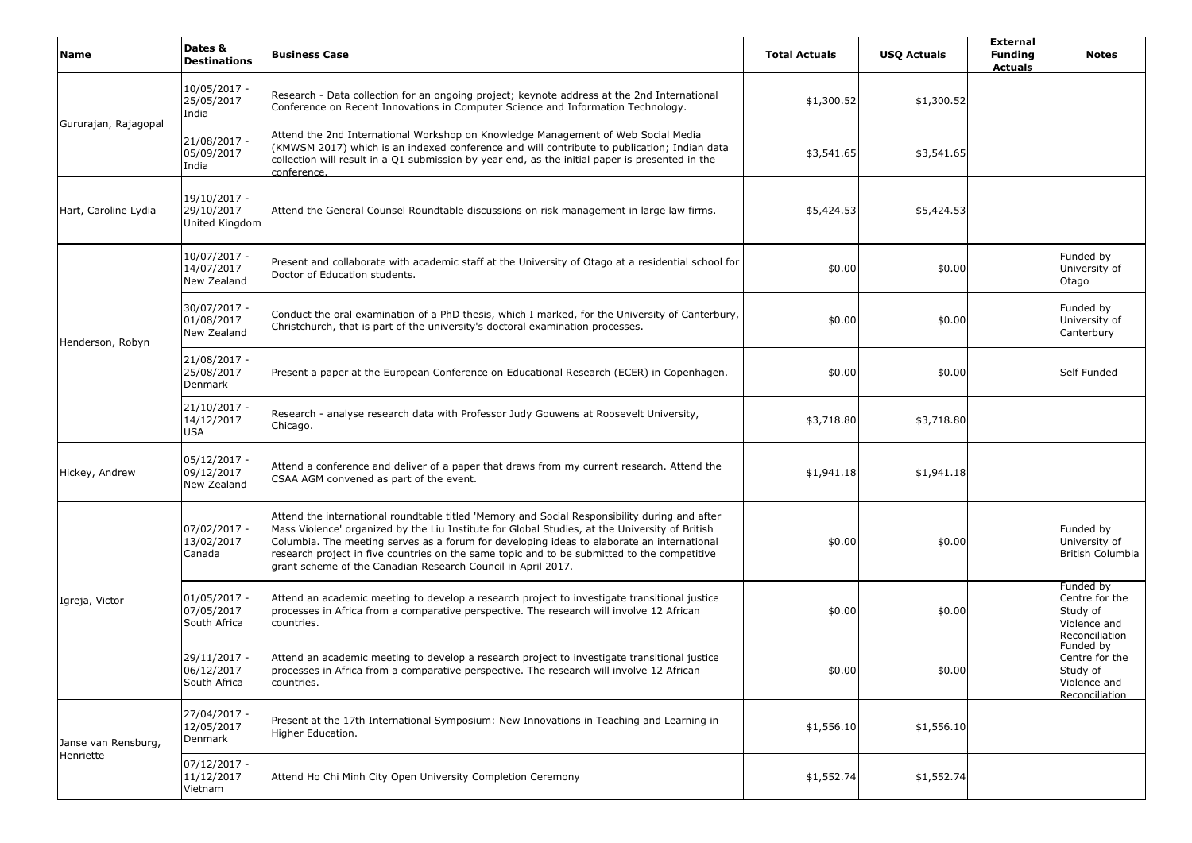| Name | Dates & Destinations | Business Case | Total Actuals | USQ Actuals | External Funding Actuals | Notes |
|---|---|---|---|---|---|---|
| Gururajan, Rajagopal | 10/05/2017 - 25/05/2017 India | Research - Data collection for an ongoing project; keynote address at the 2nd International Conference on Recent Innovations in Computer Science and Information Technology. | $1,300.52 | $1,300.52 | | |
| | 21/08/2017 - 05/09/2017 India | Attend the 2nd International Workshop on Knowledge Management of Web Social Media (KMWSM 2017) which is an indexed conference and will contribute to publication; Indian data collection will result in a Q1 submission by year end, as the initial paper is presented in the conference. | $3,541.65 | $3,541.65 | | |
| Hart, Caroline Lydia | 19/10/2017 - 29/10/2017 United Kingdom | Attend the General Counsel Roundtable discussions on risk management in large law firms. | $5,424.53 | $5,424.53 | | |
| Henderson, Robyn | 10/07/2017 - 14/07/2017 New Zealand | Present and collaborate with academic staff at the University of Otago at a residential school for Doctor of Education students. | $0.00 | $0.00 | | Funded by University of Otago |
| | 30/07/2017 - 01/08/2017 New Zealand | Conduct the oral examination of a PhD thesis, which I marked, for the University of Canterbury, Christchurch, that is part of the university's doctoral examination processes. | $0.00 | $0.00 | | Funded by University of Canterbury |
| | 21/08/2017 - 25/08/2017 Denmark | Present a paper at the European Conference on Educational Research (ECER) in Copenhagen. | $0.00 | $0.00 | | Self Funded |
| | 21/10/2017 - 14/12/2017 USA | Research - analyse research data with Professor Judy Gouwens at Roosevelt University, Chicago. | $3,718.80 | $3,718.80 | | |
| Hickey, Andrew | 05/12/2017 - 09/12/2017 New Zealand | Attend a conference and deliver of a paper that draws from my current research. Attend the CSAA AGM convened as part of the event. | $1,941.18 | $1,941.18 | | |
| Igreja, Victor | 07/02/2017 - 13/02/2017 Canada | Attend the international roundtable titled 'Memory and Social Responsibility during and after Mass Violence' organized by the Liu Institute for Global Studies, at the University of British Columbia. The meeting serves as a forum for developing ideas to elaborate an international research project in five countries on the same topic and to be submitted to the competitive grant scheme of the Canadian Research Council in April 2017. | $0.00 | $0.00 | | Funded by University of British Columbia |
| | 01/05/2017 - 07/05/2017 South Africa | Attend an academic meeting to develop a research project to investigate transitional justice processes in Africa from a comparative perspective. The research will involve 12 African countries. | $0.00 | $0.00 | | Funded by Centre for the Study of Violence and Reconciliation |
| | 29/11/2017 - 06/12/2017 South Africa | Attend an academic meeting to develop a research project to investigate transitional justice processes in Africa from a comparative perspective. The research will involve 12 African countries. | $0.00 | $0.00 | | Funded by Centre for the Study of Violence and Reconciliation |
| Janse van Rensburg, Henriette | 27/04/2017 - 12/05/2017 Denmark | Present at the 17th International Symposium: New Innovations in Teaching and Learning in Higher Education. | $1,556.10 | $1,556.10 | | |
| | 07/12/2017 - 11/12/2017 Vietnam | Attend Ho Chi Minh City Open University Completion Ceremony | $1,552.74 | $1,552.74 | | |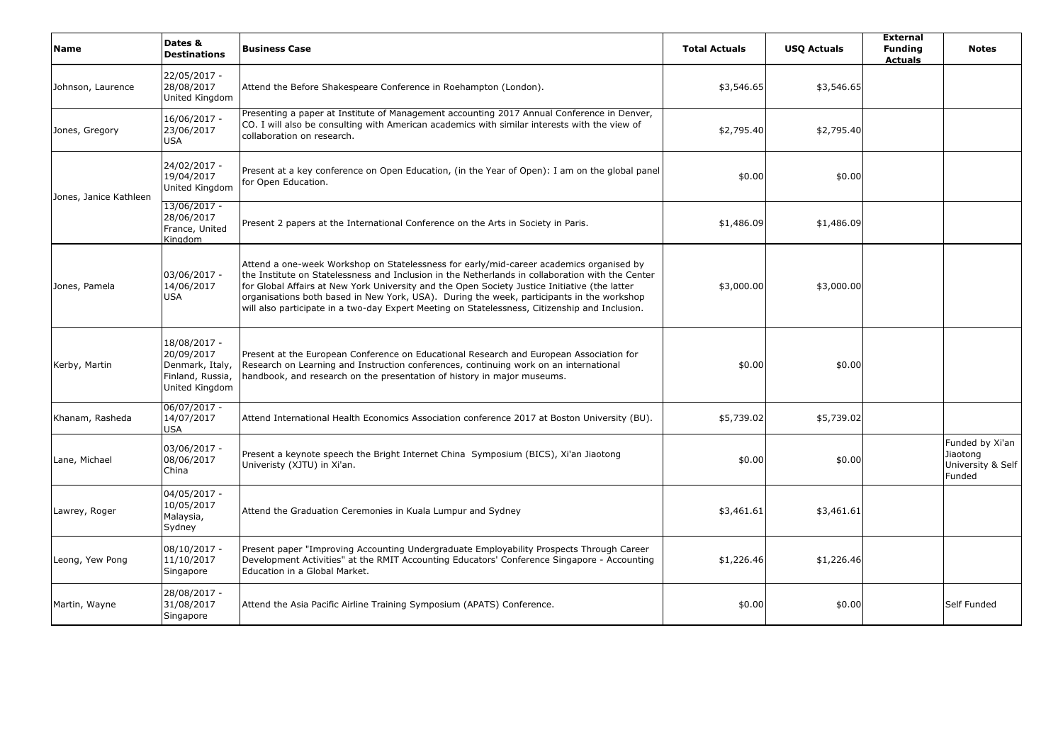| Name | Dates & Destinations | Business Case | Total Actuals | USQ Actuals | External Funding Actuals | Notes |
|---|---|---|---|---|---|---|
| Johnson, Laurence | 22/05/2017 - 28/08/2017 United Kingdom | Attend the Before Shakespeare Conference in Roehampton (London). | $3,546.65 | $3,546.65 | | |
| Jones, Gregory | 16/06/2017 - 23/06/2017 USA | Presenting a paper at Institute of Management accounting 2017 Annual Conference in Denver, CO. I will also be consulting with American academics with similar interests with the view of collaboration on research. | $2,795.40 | $2,795.40 | | |
| Jones, Janice Kathleen | 24/02/2017 - 19/04/2017 United Kingdom | Present at a key conference on Open Education, (in the Year of Open): I am on the global panel for Open Education. | $0.00 | $0.00 | | |
| | 13/06/2017 - 28/06/2017 France, United Kingdom | Present 2 papers at the International Conference on the Arts in Society in Paris. | $1,486.09 | $1,486.09 | | |
| Jones, Pamela | 03/06/2017 - 14/06/2017 USA | Attend a one-week Workshop on Statelessness for early/mid-career academics organised by the Institute on Statelessness and Inclusion in the Netherlands in collaboration with the Center for Global Affairs at New York University and the Open Society Justice Initiative (the latter organisations both based in New York, USA). During the week, participants in the workshop will also participate in a two-day Expert Meeting on Statelessness, Citizenship and Inclusion. | $3,000.00 | $3,000.00 | | |
| Kerby, Martin | 18/08/2017 - 20/09/2017 Denmark, Italy, Finland, Russia, United Kingdom | Present at the European Conference on Educational Research and European Association for Research on Learning and Instruction conferences, continuing work on an international handbook, and research on the presentation of history in major museums. | $0.00 | $0.00 | | |
| Khanam, Rasheda | 06/07/2017 - 14/07/2017 USA | Attend International Health Economics Association conference 2017 at Boston University (BU). | $5,739.02 | $5,739.02 | | |
| Lane, Michael | 03/06/2017 - 08/06/2017 China | Present a keynote speech the Bright Internet China Symposium (BICS), Xi'an Jiaotong Univeristy (XJTU) in Xi'an. | $0.00 | $0.00 | | Funded by Xi'an Jiaotong University & Self Funded |
| Lawrey, Roger | 04/05/2017 - 10/05/2017 Malaysia, Sydney | Attend the Graduation Ceremonies in Kuala Lumpur and Sydney | $3,461.61 | $3,461.61 | | |
| Leong, Yew Pong | 08/10/2017 - 11/10/2017 Singapore | Present paper "Improving Accounting Undergraduate Employability Prospects Through Career Development Activities" at the RMIT Accounting Educators' Conference Singapore - Accounting Education in a Global Market. | $1,226.46 | $1,226.46 | | |
| Martin, Wayne | 28/08/2017 - 31/08/2017 Singapore | Attend the Asia Pacific Airline Training Symposium (APATS) Conference. | $0.00 | $0.00 | | Self Funded |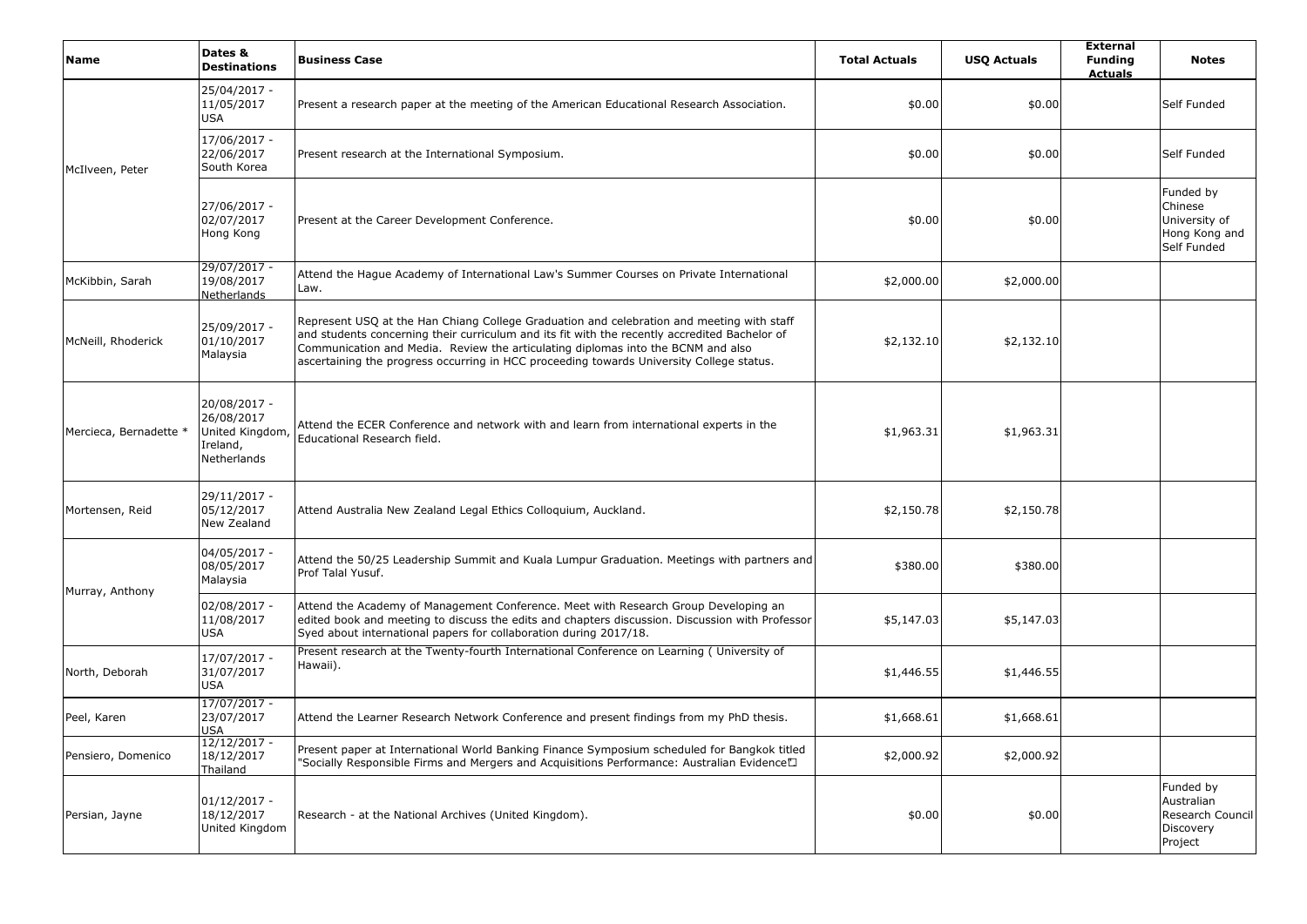| Name | Dates & Destinations | Business Case | Total Actuals | USQ Actuals | External Funding Actuals | Notes |
|---|---|---|---|---|---|---|
| McIlveen, Peter | 25/04/2017 - 11/05/2017 USA | Present a research paper at the meeting of the American Educational Research Association. | $0.00 | $0.00 | | Self Funded |
| | 17/06/2017 - 22/06/2017 South Korea | Present research at the International Symposium. | $0.00 | $0.00 | | Self Funded |
| | 27/06/2017 - 02/07/2017 Hong Kong | Present at the Career Development Conference. | $0.00 | $0.00 | | Funded by Chinese University of Hong Kong and Self Funded |
| McKibbin, Sarah | 29/07/2017 - 19/08/2017 Netherlands | Attend the Hague Academy of International Law's Summer Courses on Private International Law. | $2,000.00 | $2,000.00 | | |
| McNeill, Rhoderick | 25/09/2017 - 01/10/2017 Malaysia | Represent USQ at the Han Chiang College Graduation and celebration and meeting with staff and students concerning their curriculum and its fit with the recently accredited Bachelor of Communication and Media. Review the articulating diplomas into the BCNM and also ascertaining the progress occurring in HCC proceeding towards University College status. | $2,132.10 | $2,132.10 | | |
| Mercieca, Bernadette * | 20/08/2017 - 26/08/2017 United Kingdom, Ireland, Netherlands | Attend the ECER Conference and network with and learn from international experts in the Educational Research field. | $1,963.31 | $1,963.31 | | |
| Mortensen, Reid | 29/11/2017 - 05/12/2017 New Zealand | Attend Australia New Zealand Legal Ethics Colloquium, Auckland. | $2,150.78 | $2,150.78 | | |
| Murray, Anthony | 04/05/2017 - 08/05/2017 Malaysia | Attend the 50/25 Leadership Summit and Kuala Lumpur Graduation. Meetings with partners and Prof Talal Yusuf. | $380.00 | $380.00 | | |
| | 02/08/2017 - 11/08/2017 USA | Attend the Academy of Management Conference. Meet with Research Group Developing an edited book and meeting to discuss the edits and chapters discussion. Discussion with Professor Syed about international papers for collaboration during 2017/18. | $5,147.03 | $5,147.03 | | |
| North, Deborah | 17/07/2017 - 31/07/2017 USA | Present research at the Twenty-fourth International Conference on Learning ( University of Hawaii). | $1,446.55 | $1,446.55 | | |
| Peel, Karen | 17/07/2017 - 23/07/2017 USA | Attend the Learner Research Network Conference and present findings from my PhD thesis. | $1,668.61 | $1,668.61 | | |
| Pensiero, Domenico | 12/12/2017 - 18/12/2017 Thailand | Present paper at International World Banking Finance Symposium scheduled for Bangkok titled "Socially Responsible Firms and Mergers and Acquisitions Performance: Australian Evidence" | $2,000.92 | $2,000.92 | | |
| Persian, Jayne | 01/12/2017 - 18/12/2017 United Kingdom | Research - at the National Archives (United Kingdom). | $0.00 | $0.00 | | Funded by Australian Research Council Discovery Project |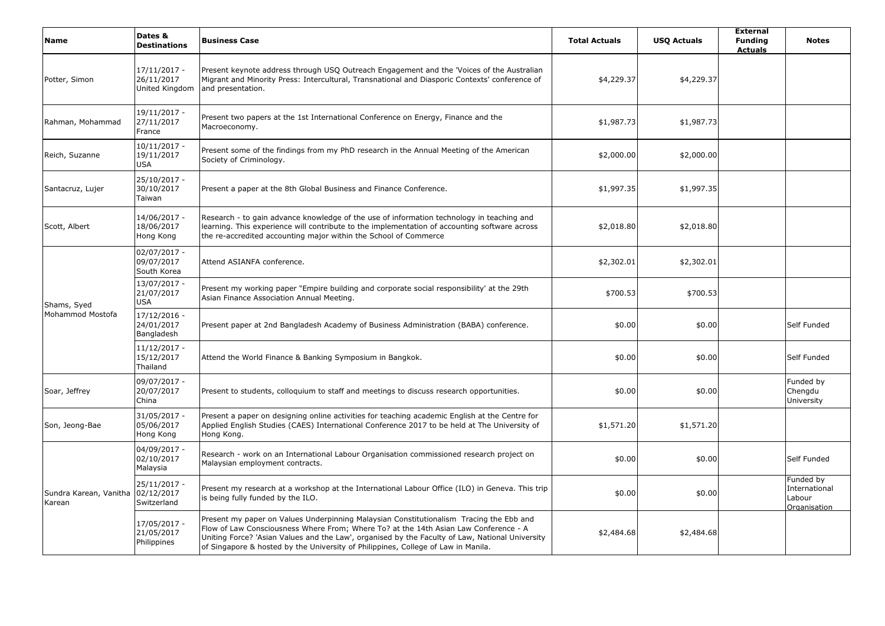| Name | Dates & Destinations | Business Case | Total Actuals | USQ Actuals | External Funding Actuals | Notes |
|---|---|---|---|---|---|---|
| Potter, Simon | 17/11/2017 - 26/11/2017 United Kingdom | Present keynote address through USQ Outreach Engagement and the 'Voices of the Australian Migrant and Minority Press: Intercultural, Transnational and Diasporic Contexts' conference of and presentation. | $4,229.37 | $4,229.37 | | |
| Rahman, Mohammad | 19/11/2017 - 27/11/2017 France | Present two papers at the 1st International Conference on Energy, Finance and the Macroeconomy. | $1,987.73 | $1,987.73 | | |
| Reich, Suzanne | 10/11/2017 - 19/11/2017 USA | Present some of the findings from my PhD research in the Annual Meeting of the American Society of Criminology. | $2,000.00 | $2,000.00 | | |
| Santacruz, Lujer | 25/10/2017 - 30/10/2017 Taiwan | Present a paper at the 8th Global Business and Finance Conference. | $1,997.35 | $1,997.35 | | |
| Scott, Albert | 14/06/2017 - 18/06/2017 Hong Kong | Research - to gain advance knowledge of the use of information technology in teaching and learning. This experience will contribute to the implementation of accounting software across the re-accredited accounting major within the School of Commerce | $2,018.80 | $2,018.80 | | |
| Shams, Syed Mohammod Mostofa | 02/07/2017 - 09/07/2017 South Korea | Attend ASIANFA conference. | $2,302.01 | $2,302.01 | | |
| | 13/07/2017 - 21/07/2017 USA | Present my working paper "Empire building and corporate social responsibility' at the 29th Asian Finance Association Annual Meeting. | $700.53 | $700.53 | | |
| | 17/12/2016 - 24/01/2017 Bangladesh | Present paper at 2nd Bangladesh Academy of Business Administration (BABA) conference. | $0.00 | $0.00 | | Self Funded |
| | 11/12/2017 - 15/12/2017 Thailand | Attend the World Finance & Banking Symposium in Bangkok. | $0.00 | $0.00 | | Self Funded |
| Soar, Jeffrey | 09/07/2017 - 20/07/2017 China | Present to students, colloquium to staff and meetings to discuss research opportunities. | $0.00 | $0.00 | | Funded by Chengdu University |
| Son, Jeong-Bae | 31/05/2017 - 05/06/2017 Hong Kong | Present a paper on designing online activities for teaching academic English at the Centre for Applied English Studies (CAES) International Conference 2017 to be held at The University of Hong Kong. | $1,571.20 | $1,571.20 | | |
| Sundra Karean, Vanitha Karean | 04/09/2017 - 02/10/2017 Malaysia | Research - work on an International Labour Organisation commissioned research project on Malaysian employment contracts. | $0.00 | $0.00 | | Self Funded |
| | 25/11/2017 - 02/12/2017 Switzerland | Present my research at a workshop at the International Labour Office (ILO) in Geneva. This trip is being fully funded by the ILO. | $0.00 | $0.00 | | Funded by International Labour Organisation |
| | 17/05/2017 - 21/05/2017 Philippines | Present my paper on Values Underpinning Malaysian Constitutionalism Tracing the Ebb and Flow of Law Consciousness Where From; Where To? at the 14th Asian Law Conference - A Uniting Force? 'Asian Values and the Law', organised by the Faculty of Law, National University of Singapore & hosted by the University of Philippines, College of Law in Manila. | $2,484.68 | $2,484.68 | | |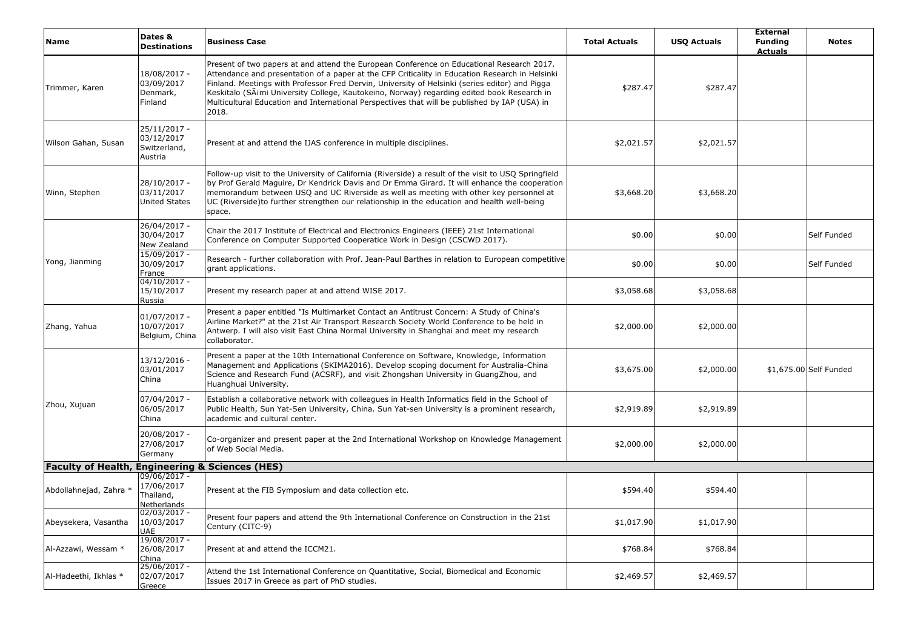| Name | Dates & Destinations | Business Case | Total Actuals | USQ Actuals | External Funding Actuals | Notes |
|---|---|---|---|---|---|---|
| Trimmer, Karen | 18/08/2017 - 03/09/2017 Denmark, Finland | Present of two papers at and attend the European Conference on Educational Research 2017. Attendance and presentation of a paper at the CFP Criticality in Education Research in Helsinki Finland. Meetings with Professor Fred Dervin, University of Helsinki (series editor) and Pigga Keskitalo (SÃimi University College, Kautokeino, Norway) regarding edited book Research in Multicultural Education and International Perspectives that will be published by IAP (USA) in 2018. | $287.47 | $287.47 | | |
| Wilson Gahan, Susan | 25/11/2017 - 03/12/2017 Switzerland, Austria | Present at and attend the IJAS conference in multiple disciplines. | $2,021.57 | $2,021.57 | | |
| Winn, Stephen | 28/10/2017 - 03/11/2017 United States | Follow-up visit to the University of California (Riverside) a result of the visit to USQ Springfield by Prof Gerald Maguire, Dr Kendrick Davis and Dr Emma Girard. It will enhance the cooperation memorandum between USQ and UC Riverside as well as meeting with other key personnel at UC (Riverside)to further strengthen our relationship in the education and health well-being space. | $3,668.20 | $3,668.20 | | |
| Yong, Jianming | 26/04/2017 - 30/04/2017 New Zealand | Chair the 2017 Institute of Electrical and Electronics Engineers (IEEE) 21st International Conference on Computer Supported Cooperatice Work in Design (CSCWD 2017). | $0.00 | $0.00 | | Self Funded |
| | 15/09/2017 - 30/09/2017 France | Research - further collaboration with Prof. Jean-Paul Barthes in relation to European competitive grant applications. | $0.00 | $0.00 | | Self Funded |
| | 04/10/2017 - 15/10/2017 Russia | Present my research paper at and attend WISE 2017. | $3,058.68 | $3,058.68 | | |
| Zhang, Yahua | 01/07/2017 - 10/07/2017 Belgium, China | Present a paper entitled "Is Multimarket Contact an Antitrust Concern: A Study of China's Airline Market?" at the 21st Air Transport Research Society World Conference to be held in Antwerp. I will also visit East China Normal University in Shanghai and meet my research collaborator. | $2,000.00 | $2,000.00 | | |
| Zhou, Xujuan | 13/12/2016 - 03/01/2017 China | Present a paper at the 10th International Conference on Software, Knowledge, Information Management and Applications (SKIMA2016). Develop scoping document for Australia-China Science and Research Fund (ACSRF), and visit Zhongshan University in GuangZhou, and Huanghuai University. | $3,675.00 | $2,000.00 | $1,675.00 | Self Funded |
| | 07/04/2017 - 06/05/2017 China | Establish a collaborative network with colleagues in Health Informatics field in the School of Public Health, Sun Yat-Sen University, China. Sun Yat-sen University is a prominent research, academic and cultural center. | $2,919.89 | $2,919.89 | | |
| | 20/08/2017 - 27/08/2017 Germany | Co-organizer and present paper at the 2nd International Workshop on Knowledge Management of Web Social Media. | $2,000.00 | $2,000.00 | | |
| **Faculty of Health, Engineering & Sciences (HES)** | | | | | | |
| Abdollahnejad, Zahra * | 09/06/2017 - 17/06/2017 Thailand, Netherlands | Present at the FIB Symposium and data collection etc. | $594.40 | $594.40 | | |
| Abeysekera, Vasantha | 02/03/2017 - 10/03/2017 UAE | Present four papers and attend the 9th International Conference on Construction in the 21st Century (CITC-9) | $1,017.90 | $1,017.90 | | |
| Al-Azzawi, Wessam * | 19/08/2017 - 26/08/2017 China | Present at and attend the ICCM21. | $768.84 | $768.84 | | |
| Al-Hadeethi, Ikhlas * | 25/06/2017 - 02/07/2017 Greece | Attend the 1st International Conference on Quantitative, Social, Biomedical and Economic Issues 2017 in Greece as part of PhD studies. | $2,469.57 | $2,469.57 | | |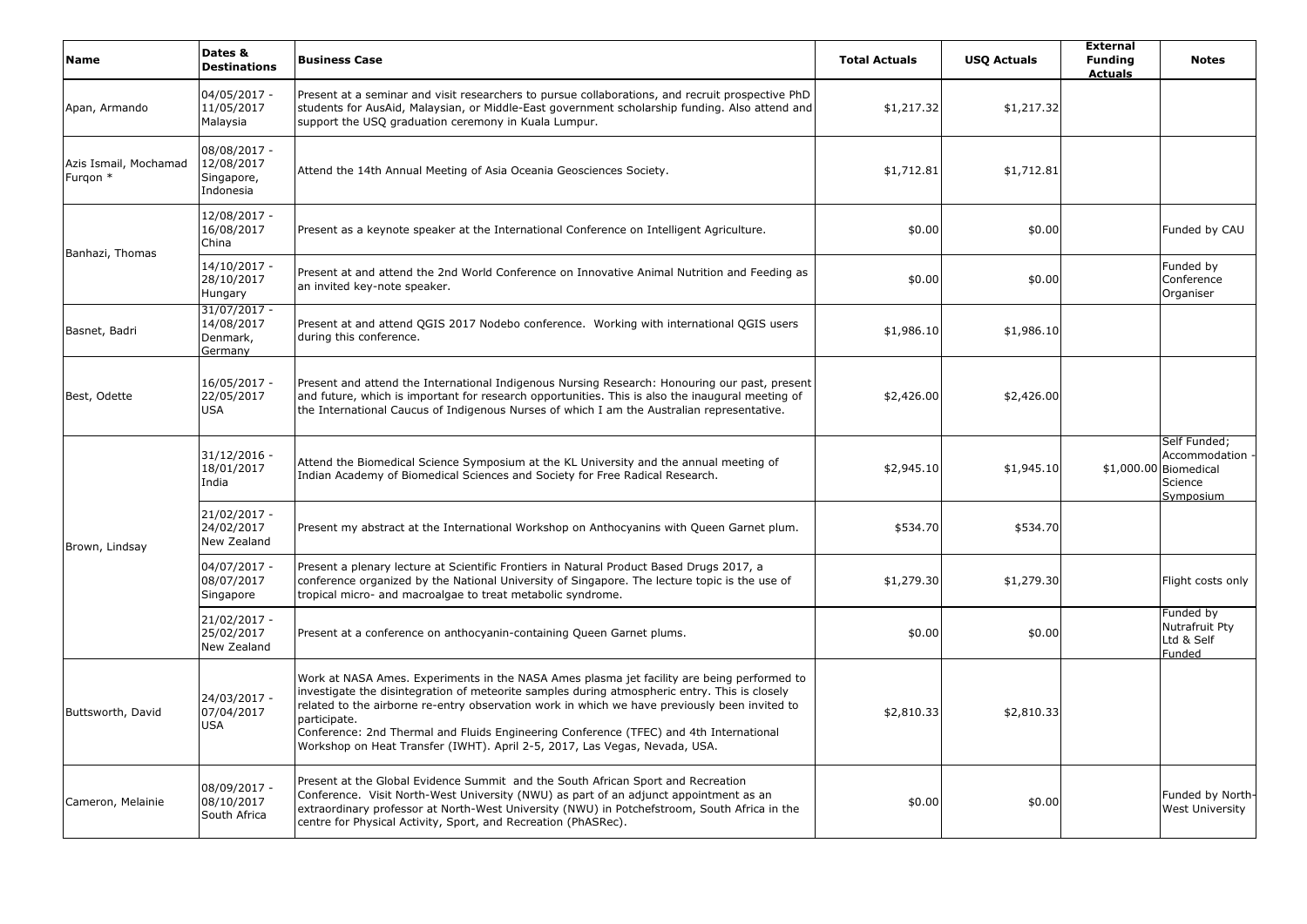| Name | Dates & Destinations | Business Case | Total Actuals | USQ Actuals | External Funding Actuals | Notes |
|---|---|---|---|---|---|---|
| Apan, Armando | 04/05/2017 - 11/05/2017 Malaysia | Present at a seminar and visit researchers to pursue collaborations, and recruit prospective PhD students for AusAid, Malaysian, or Middle-East government scholarship funding. Also attend and support the USQ graduation ceremony in Kuala Lumpur. | $1,217.32 | $1,217.32 | | |
| Azis Ismail, Mochamad Furqon * | 08/08/2017 - 12/08/2017 Singapore, Indonesia | Attend the 14th Annual Meeting of Asia Oceania Geosciences Society. | $1,712.81 | $1,712.81 | | |
| Banhazi, Thomas | 12/08/2017 - 16/08/2017 China | Present as a keynote speaker at the International Conference on Intelligent Agriculture. | $0.00 | $0.00 | | Funded by CAU |
| | 14/10/2017 - 28/10/2017 Hungary | Present at and attend the 2nd World Conference on Innovative Animal Nutrition and Feeding as an invited key-note speaker. | $0.00 | $0.00 | | Funded by Conference Organiser |
| Basnet, Badri | 31/07/2017 - 14/08/2017 Denmark, Germany | Present at and attend QGIS 2017 Nodebo conference. Working with international QGIS users during this conference. | $1,986.10 | $1,986.10 | | |
| Best, Odette | 16/05/2017 - 22/05/2017 USA | Present and attend the International Indigenous Nursing Research: Honouring our past, present and future, which is important for research opportunities. This is also the inaugural meeting of the International Caucus of Indigenous Nurses of which I am the Australian representative. | $2,426.00 | $2,426.00 | | |
| Brown, Lindsay | 31/12/2016 - 18/01/2017 India | Attend the Biomedical Science Symposium at the KL University and the annual meeting of Indian Academy of Biomedical Sciences and Society for Free Radical Research. | $2,945.10 | $1,945.10 | $1,000.00 | Self Funded; Accommodation - Biomedical Science Symposium |
| | 21/02/2017 - 24/02/2017 New Zealand | Present my abstract at the International Workshop on Anthocyanins with Queen Garnet plum. | $534.70 | $534.70 | | |
| | 04/07/2017 - 08/07/2017 Singapore | Present a plenary lecture at Scientific Frontiers in Natural Product Based Drugs 2017, a conference organized by the National University of Singapore. The lecture topic is the use of tropical micro- and macroalgae to treat metabolic syndrome. | $1,279.30 | $1,279.30 | | Flight costs only |
| | 21/02/2017 - 25/02/2017 New Zealand | Present at a conference on anthocyanin-containing Queen Garnet plums. | $0.00 | $0.00 | | Funded by Nutrafruit Pty Ltd & Self Funded |
| Buttsworth, David | 24/03/2017 - 07/04/2017 USA | Work at NASA Ames. Experiments in the NASA Ames plasma jet facility are being performed to investigate the disintegration of meteorite samples during atmospheric entry. This is closely related to the airborne re-entry observation work in which we have previously been invited to participate.<br>Conference: 2nd Thermal and Fluids Engineering Conference (TFEC) and 4th International Workshop on Heat Transfer (IWHT). April 2-5, 2017, Las Vegas, Nevada, USA. | $2,810.33 | $2,810.33 | | |
| Cameron, Melainie | 08/09/2017 - 08/10/2017 South Africa | Present at the Global Evidence Summit and the South African Sport and Recreation Conference. Visit North-West University (NWU) as part of an adjunct appointment as an extraordinary professor at North-West University (NWU) in Potchefstroom, South Africa in the centre for Physical Activity, Sport, and Recreation (PhASRec). | $0.00 | $0.00 | | Funded by North-West University |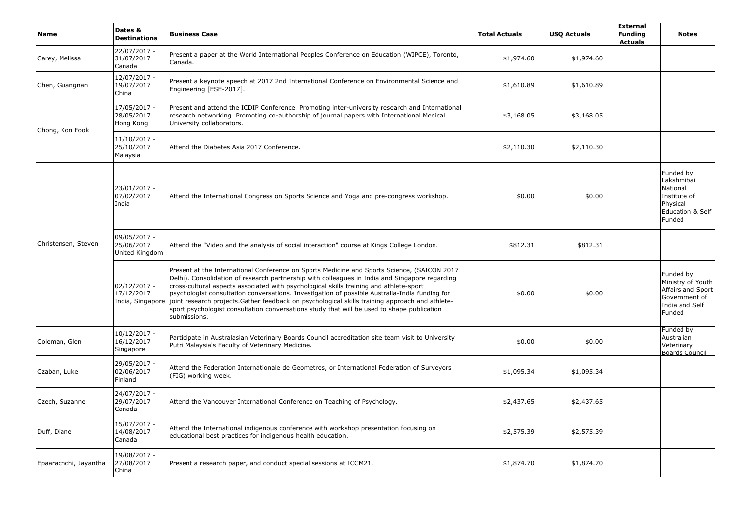| Name | Dates & Destinations | Business Case | Total Actuals | USQ Actuals | External Funding Actuals | Notes |
|---|---|---|---|---|---|---|
| Carey, Melissa | 22/07/2017 - 31/07/2017 Canada | Present a paper at the World International Peoples Conference on Education (WIPCE), Toronto, Canada. | $1,974.60 | $1,974.60 | | |
| Chen, Guangnan | 12/07/2017 - 19/07/2017 China | Present a keynote speech at 2017 2nd International Conference on Environmental Science and Engineering [ESE-2017]. | $1,610.89 | $1,610.89 | | |
| Chong, Kon Fook | 17/05/2017 - 28/05/2017 Hong Kong | Present and attend the ICDIP Conference Promoting inter-university research and International research networking. Promoting co-authorship of journal papers with International Medical University collaborators. | $3,168.05 | $3,168.05 | | |
| | 11/10/2017 - 25/10/2017 Malaysia | Attend the Diabetes Asia 2017 Conference. | $2,110.30 | $2,110.30 | | |
| Christensen, Steven | 23/01/2017 - 07/02/2017 India | Attend the International Congress on Sports Science and Yoga and pre-congress workshop. | $0.00 | $0.00 | | Funded by Lakshmibai National Institute of Physical Education & Self Funded |
| | 09/05/2017 - 25/06/2017 United Kingdom | Attend the "Video and the analysis of social interaction" course at Kings College London. | $812.31 | $812.31 | | |
| | 02/12/2017 - 17/12/2017 India, Singapore | Present at the International Conference on Sports Medicine and Sports Science, (SAICON 2017 Delhi). Consolidation of research partnership with colleagues in India and Singapore regarding cross-cultural aspects associated with psychological skills training and athlete-sport psychologist consultation conversations. Investigation of possible Australia-India funding for joint research projects.Gather feedback on psychological skills training approach and athlete-sport psychologist consultation conversations study that will be used to shape publication submissions. | $0.00 | $0.00 | | Funded by Ministry of Youth Affairs and Sport Government of India and Self Funded |
| Coleman, Glen | 10/12/2017 - 16/12/2017 Singapore | Participate in Australasian Veterinary Boards Council accreditation site team visit to University Putri Malaysia's Faculty of Veterinary Medicine. | $0.00 | $0.00 | | Funded by Australian Veterinary Boards Council |
| Czaban, Luke | 29/05/2017 - 02/06/2017 Finland | Attend the Federation Internationale de Geometres, or International Federation of Surveyors (FIG) working week. | $1,095.34 | $1,095.34 | | |
| Czech, Suzanne | 24/07/2017 - 29/07/2017 Canada | Attend the Vancouver International Conference on Teaching of Psychology. | $2,437.65 | $2,437.65 | | |
| Duff, Diane | 15/07/2017 - 14/08/2017 Canada | Attend the International indigenous conference with workshop presentation focusing on educational best practices for indigenous health education. | $2,575.39 | $2,575.39 | | |
| Epaarachchi, Jayantha | 19/08/2017 - 27/08/2017 China | Present a research paper, and conduct special sessions at ICCM21. | $1,874.70 | $1,874.70 | | |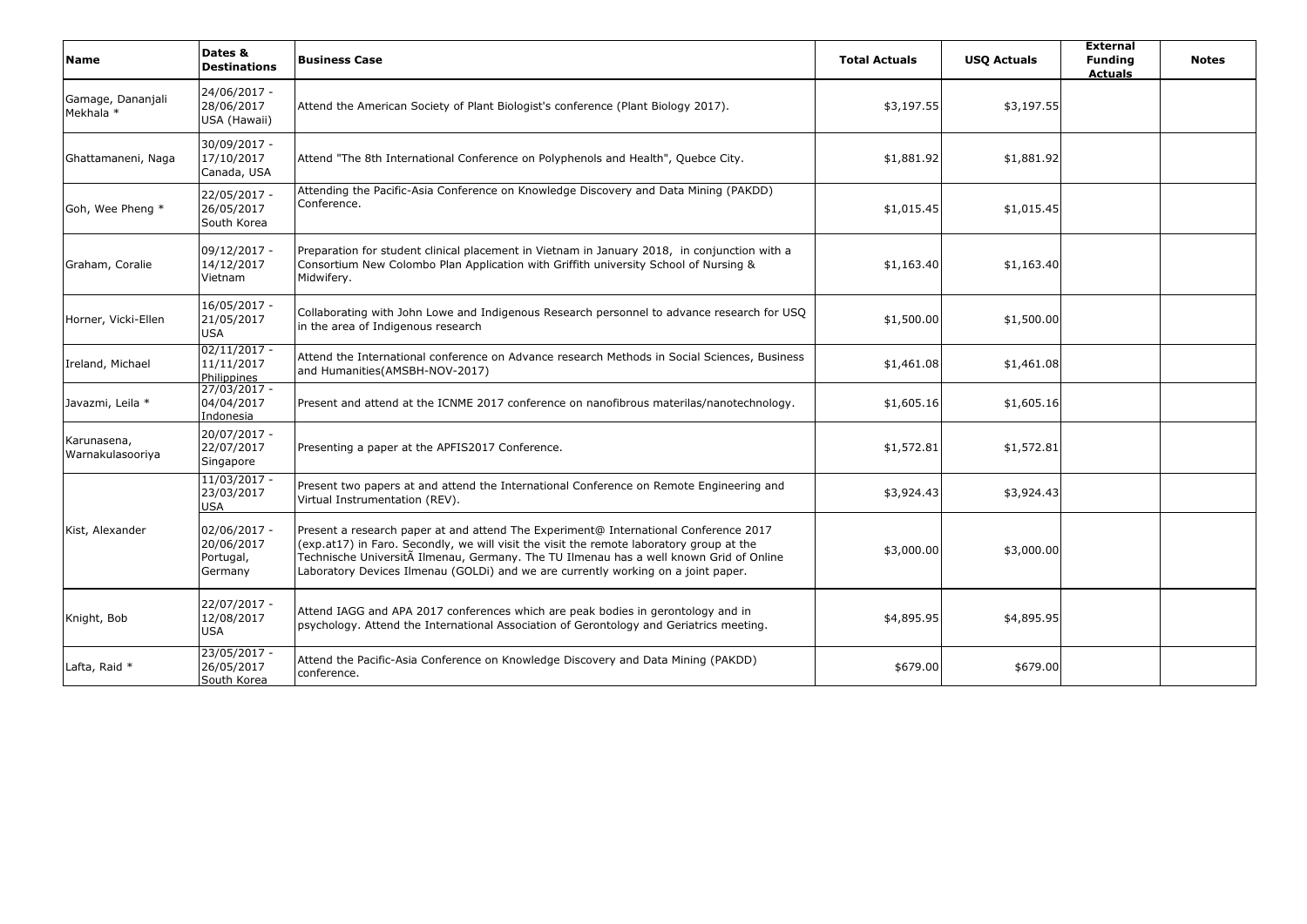| Name | Dates & Destinations | Business Case | Total Actuals | USQ Actuals | External Funding Actuals | Notes |
| --- | --- | --- | --- | --- | --- | --- |
| Gamage, Dananjali Mekhala * | 24/06/2017 - 28/06/2017 USA (Hawaii) | Attend the American Society of Plant Biologist's conference (Plant Biology 2017). | $3,197.55 | $3,197.55 | | |
| Ghattamaneni, Naga | 30/09/2017 - 17/10/2017 Canada, USA | Attend "The 8th International Conference on Polyphenols and Health", Quebce City. | $1,881.92 | $1,881.92 | | |
| Goh, Wee Pheng * | 22/05/2017 - 26/05/2017 South Korea | Attending the Pacific-Asia Conference on Knowledge Discovery and Data Mining (PAKDD) Conference. | $1,015.45 | $1,015.45 | | |
| Graham, Coralie | 09/12/2017 - 14/12/2017 Vietnam | Preparation for student clinical placement in Vietnam in January 2018, in conjunction with a Consortium New Colombo Plan Application with Griffith university School of Nursing & Midwifery. | $1,163.40 | $1,163.40 | | |
| Horner, Vicki-Ellen | 16/05/2017 - 21/05/2017 USA | Collaborating with John Lowe and Indigenous Research personnel to advance research for USQ in the area of Indigenous research | $1,500.00 | $1,500.00 | | |
| Ireland, Michael | 02/11/2017 - 11/11/2017 Philippines | Attend the International conference on Advance research Methods in Social Sciences, Business and Humanities(AMSBH-NOV-2017) | $1,461.08 | $1,461.08 | | |
| Javazmi, Leila * | 27/03/2017 - 04/04/2017 Indonesia | Present and attend at the ICNME 2017 conference on nanofibrous materilas/nanotechnology. | $1,605.16 | $1,605.16 | | |
| Karunasena, Warnakulasooriya | 20/07/2017 - 22/07/2017 Singapore | Presenting a paper at the APFIS2017 Conference. | $1,572.81 | $1,572.81 | | |
| Kist, Alexander | 11/03/2017 - 23/03/2017 USA | Present two papers at and attend the International Conference on Remote Engineering and Virtual Instrumentation (REV). | $3,924.43 | $3,924.43 | | |
| | 02/06/2017 - 20/06/2017 Portugal, Germany | Present a research paper at and attend The Experiment@ International Conference 2017 (exp.at17) in Faro. Secondly, we will visit the visit the remote laboratory group at the Technische UniversitÃ Ilmenau, Germany. The TU Ilmenau has a well known Grid of Online Laboratory Devices Ilmenau (GOLDi) and we are currently working on a joint paper. | $3,000.00 | $3,000.00 | | |
| Knight, Bob | 22/07/2017 - 12/08/2017 USA | Attend IAGG and APA 2017 conferences which are peak bodies in gerontology and in psychology. Attend the International Association of Gerontology and Geriatrics meeting. | $4,895.95 | $4,895.95 | | |
| Lafta, Raid * | 23/05/2017 - 26/05/2017 South Korea | Attend the Pacific-Asia Conference on Knowledge Discovery and Data Mining (PAKDD) conference. | $679.00 | $679.00 | | |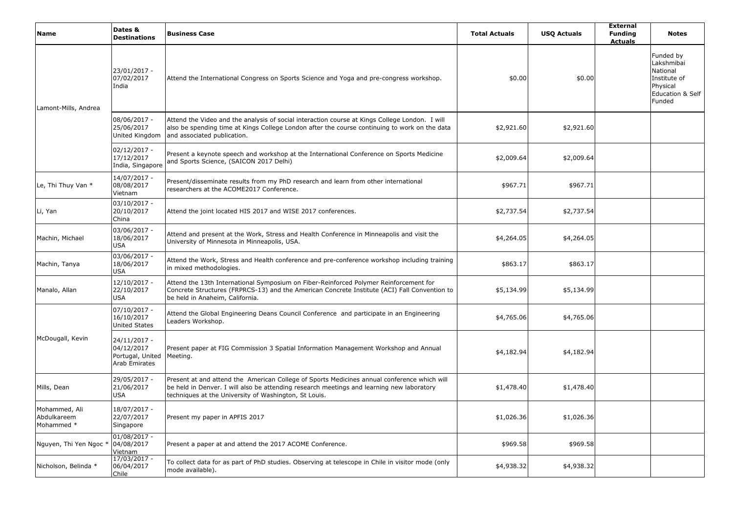| Name | Dates & Destinations | Business Case | Total Actuals | USQ Actuals | External Funding Actuals | Notes |
|---|---|---|---|---|---|---|
| Lamont-Mills, Andrea | 23/01/2017 - 07/02/2017 India | Attend the International Congress on Sports Science and Yoga and pre-congress workshop. | $0.00 | $0.00 | | Funded by Lakshmibai National Institute of Physical Education & Self Funded |
| | 08/06/2017 - 25/06/2017 United Kingdom | Attend the Video and the analysis of social interaction course at Kings College London. I will also be spending time at Kings College London after the course continuing to work on the data and associated publication. | $2,921.60 | $2,921.60 | | |
| | 02/12/2017 - 17/12/2017 India, Singapore | Present a keynote speech and workshop at the International Conference on Sports Medicine and Sports Science, (SAICON 2017 Delhi) | $2,009.64 | $2,009.64 | | |
| Le, Thi Thuy Van * | 14/07/2017 - 08/08/2017 Vietnam | Present/disseminate results from my PhD research and learn from other international researchers at the ACOME2017 Conference. | $967.71 | $967.71 | | |
| Li, Yan | 03/10/2017 - 20/10/2017 China | Attend the joint located HIS 2017 and WISE 2017 conferences. | $2,737.54 | $2,737.54 | | |
| Machin, Michael | 03/06/2017 - 18/06/2017 USA | Attend and present at the Work, Stress and Health Conference in Minneapolis and visit the University of Minnesota in Minneapolis, USA. | $4,264.05 | $4,264.05 | | |
| Machin, Tanya | 03/06/2017 - 18/06/2017 USA | Attend the Work, Stress and Health conference and pre-conference workshop including training in mixed methodologies. | $863.17 | $863.17 | | |
| Manalo, Allan | 12/10/2017 - 22/10/2017 USA | Attend the 13th International Symposium on Fiber-Reinforced Polymer Reinforcement for Concrete Structures (FRPRCS-13) and the American Concrete Institute (ACI) Fall Convention to be held in Anaheim, California. | $5,134.99 | $5,134.99 | | |
| McDougall, Kevin | 07/10/2017 - 16/10/2017 United States | Attend the Global Engineering Deans Council Conference and participate in an Engineering Leaders Workshop. | $4,765.06 | $4,765.06 | | |
| | 24/11/2017 - 04/12/2017 Portugal, United Arab Emirates | Present paper at FIG Commission 3 Spatial Information Management Workshop and Annual Meeting. | $4,182.94 | $4,182.94 | | |
| Mills, Dean | 29/05/2017 - 21/06/2017 USA | Present at and attend the American College of Sports Medicines annual conference which will be held in Denver. I will also be attending research meetings and learning new laboratory techniques at the University of Washington, St Louis. | $1,478.40 | $1,478.40 | | |
| Mohammed, Ali Abdulkareem Mohammed * | 18/07/2017 - 22/07/2017 Singapore | Present my paper in APFIS 2017 | $1,026.36 | $1,026.36 | | |
| Nguyen, Thi Yen Ngoc * | 01/08/2017 - 04/08/2017 Vietnam | Present a paper at and attend the 2017 ACOME Conference. | $969.58 | $969.58 | | |
| Nicholson, Belinda * | 17/03/2017 - 06/04/2017 Chile | To collect data for as part of PhD studies. Observing at telescope in Chile in visitor mode (only mode available). | $4,938.32 | $4,938.32 | | |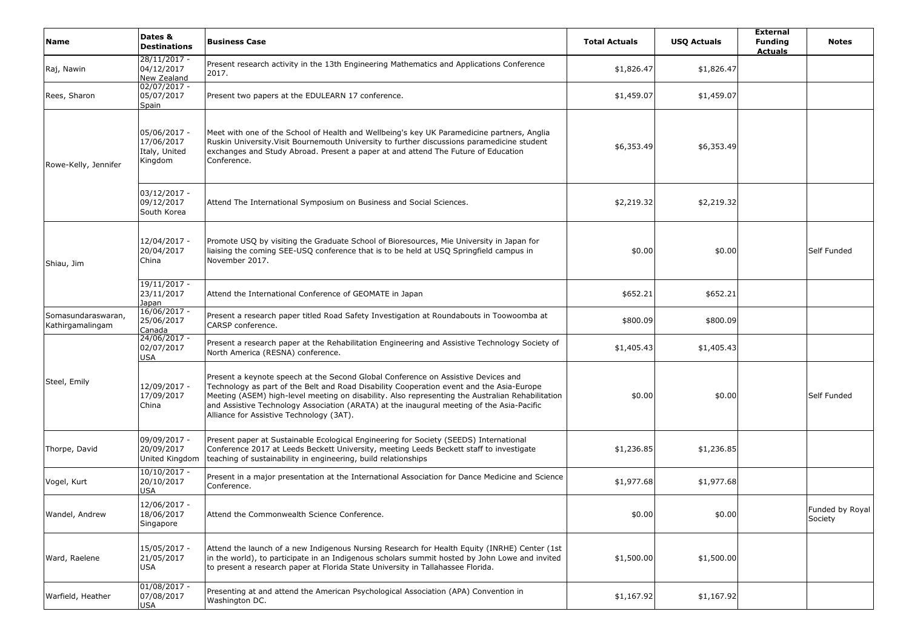| Name | Dates & Destinations | Business Case | Total Actuals | USQ Actuals | External Funding Actuals | Notes |
|---|---|---|---|---|---|---|
| Raj, Nawin | 28/11/2017 - 04/12/2017 New Zealand | Present research activity in the 13th Engineering Mathematics and Applications Conference 2017. | $1,826.47 | $1,826.47 | | |
| Rees, Sharon | 02/07/2017 - 05/07/2017 Spain | Present two papers at the EDULEARN 17 conference. | $1,459.07 | $1,459.07 | | |
| Rowe-Kelly, Jennifer | 05/06/2017 - 17/06/2017 Italy, United Kingdom | Meet with one of the School of Health and Wellbeing's key UK Paramedicine partners, Anglia Ruskin University.Visit Bournemouth University to further discussions paramedicine student exchanges and Study Abroad. Present a paper at and attend The Future of Education Conference. | $6,353.49 | $6,353.49 | | |
| | 03/12/2017 - 09/12/2017 South Korea | Attend The International Symposium on Business and Social Sciences. | $2,219.32 | $2,219.32 | | |
| Shiau, Jim | 12/04/2017 - 20/04/2017 China | Promote USQ by visiting the Graduate School of Bioresources, Mie University in Japan for liaising the coming SEE-USQ conference that is to be held at USQ Springfield campus in November 2017. | $0.00 | $0.00 | | Self Funded |
| | 19/11/2017 - 23/11/2017 Japan | Attend the International Conference of GEOMATE in Japan | $652.21 | $652.21 | | |
| Somasundaraswaran, Kathirgamalingam | 16/06/2017 - 25/06/2017 Canada | Present a research paper titled Road Safety Investigation at Roundabouts in Toowoomba at CARSP conference. | $800.09 | $800.09 | | |
| Steel, Emily | 24/06/2017 - 02/07/2017 USA | Present a research paper at the Rehabilitation Engineering and Assistive Technology Society of North America (RESNA) conference. | $1,405.43 | $1,405.43 | | |
| | 12/09/2017 - 17/09/2017 China | Present a keynote speech at the Second Global Conference on Assistive Devices and Technology as part of the Belt and Road Disability Cooperation event and the Asia-Europe Meeting (ASEM) high-level meeting on disability. Also representing the Australian Rehabilitation and Assistive Technology Association (ARATA) at the inaugural meeting of the Asia-Pacific Alliance for Assistive Technology (3AT). | $0.00 | $0.00 | | Self Funded |
| Thorpe, David | 09/09/2017 - 20/09/2017 United Kingdom | Present paper at Sustainable Ecological Engineering for Society (SEEDS) International Conference 2017 at Leeds Beckett University, meeting Leeds Beckett staff to investigate teaching of sustainability in engineering, build relationships | $1,236.85 | $1,236.85 | | |
| Vogel, Kurt | 10/10/2017 - 20/10/2017 USA | Present in a major presentation at the International Association for Dance Medicine and Science Conference. | $1,977.68 | $1,977.68 | | |
| Wandel, Andrew | 12/06/2017 - 18/06/2017 Singapore | Attend the Commonwealth Science Conference. | $0.00 | $0.00 | | Funded by Royal Society |
| Ward, Raelene | 15/05/2017 - 21/05/2017 USA | Attend the launch of a new Indigenous Nursing Research for Health Equity (INRHE) Center (1st in the world), to participate in an Indigenous scholars summit hosted by John Lowe and invited to present a research paper at Florida State University in Tallahassee Florida. | $1,500.00 | $1,500.00 | | |
| Warfield, Heather | 01/08/2017 - 07/08/2017 USA | Presenting at and attend the American Psychological Association (APA) Convention in Washington DC. | $1,167.92 | $1,167.92 | | |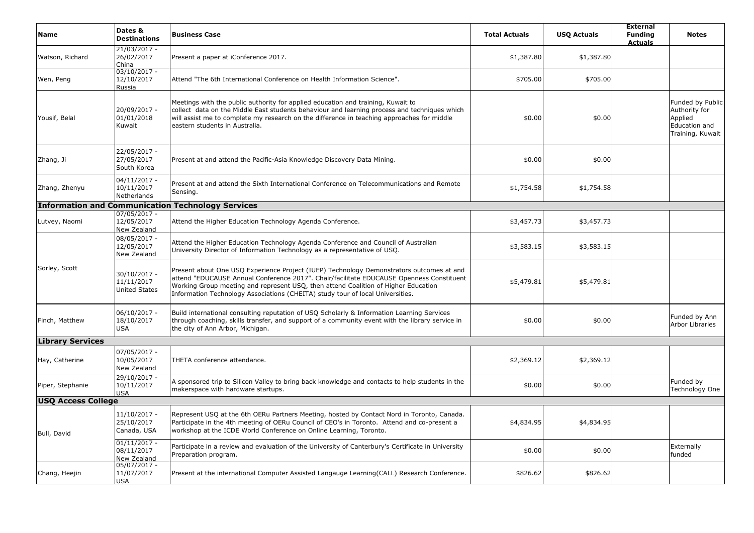| Name | Dates & Destinations | Business Case | Total Actuals | USQ Actuals | External Funding Actuals | Notes |
|---|---|---|---|---|---|---|
| Watson, Richard | 21/03/2017 - 26/02/2017 China | Present a paper at iConference 2017. | $1,387.80 | $1,387.80 | | |
| Wen, Peng | 03/10/2017 - 12/10/2017 Russia | Attend "The 6th International Conference on Health Information Science". | $705.00 | $705.00 | | |
| Yousif, Belal | 20/09/2017 - 01/01/2018 Kuwait | Meetings with the public authority for applied education and training, Kuwait to collect data on the Middle East students behaviour and learning process and techniques which will assist me to complete my research on the difference in teaching approaches for middle eastern students in Australia. | $0.00 | $0.00 | | Funded by Public Authority for Applied Education and Training, Kuwait |
| Zhang, Ji | 22/05/2017 - 27/05/2017 South Korea | Present at and attend the Pacific-Asia Knowledge Discovery Data Mining. | $0.00 | $0.00 | | |
| Zhang, Zhenyu | 04/11/2017 - 10/11/2017 Netherlands | Present at and attend the Sixth International Conference on Telecommunications and Remote Sensing. | $1,754.58 | $1,754.58 | | |
| **Information and Communication Technology Services** | | | | | | |
| Lutvey, Naomi | 07/05/2017 - 12/05/2017 New Zealand | Attend the Higher Education Technology Agenda Conference. | $3,457.73 | $3,457.73 | | |
| Sorley, Scott | 08/05/2017 - 12/05/2017 New Zealand | Attend the Higher Education Technology Agenda Conference and Council of Australian University Director of Information Technology as a representative of USQ. | $3,583.15 | $3,583.15 | | |
| | 30/10/2017 - 11/11/2017 United States | Present about One USQ Experience Project (IUEP) Technology Demonstrators outcomes at and attend "EDUCAUSE Annual Conference 2017". Chair/facilitate EDUCAUSE Openness Constituent Working Group meeting and represent USQ, then attend Coalition of Higher Education Information Technology Associations (CHEITA) study tour of local Universities. | $5,479.81 | $5,479.81 | | |
| Finch, Matthew | 06/10/2017 - 18/10/2017 USA | Build international consulting reputation of USQ Scholarly & Information Learning Services through coaching, skills transfer, and support of a community event with the library service in the city of Ann Arbor, Michigan. | $0.00 | $0.00 | | Funded by Ann Arbor Libraries |
| **Library Services** | | | | | | |
| Hay, Catherine | 07/05/2017 - 10/05/2017 New Zealand | THETA conference attendance. | $2,369.12 | $2,369.12 | | |
| Piper, Stephanie | 29/10/2017 - 10/11/2017 USA | A sponsored trip to Silicon Valley to bring back knowledge and contacts to help students in the makerspace with hardware startups. | $0.00 | $0.00 | | Funded by Technology One |
| **USQ Access College** | | | | | | |
| Bull, David | 11/10/2017 - 25/10/2017 Canada, USA | Represent USQ at the 6th OERu Partners Meeting, hosted by Contact Nord in Toronto, Canada. Participate in the 4th meeting of OERu Council of CEO's in Toronto. Attend and co-present a workshop at the ICDE World Conference on Online Learning, Toronto. | $4,834.95 | $4,834.95 | | |
| | 01/11/2017 - 08/11/2017 New Zealand | Participate in a review and evaluation of the University of Canterbury's Certificate in University Preparation program. | $0.00 | $0.00 | | Externally funded |
| Chang, Heejin | 05/07/2017 - 11/07/2017 USA | Present at the international Computer Assisted Langauge Learning(CALL) Research Conference. | $826.62 | $826.62 | | |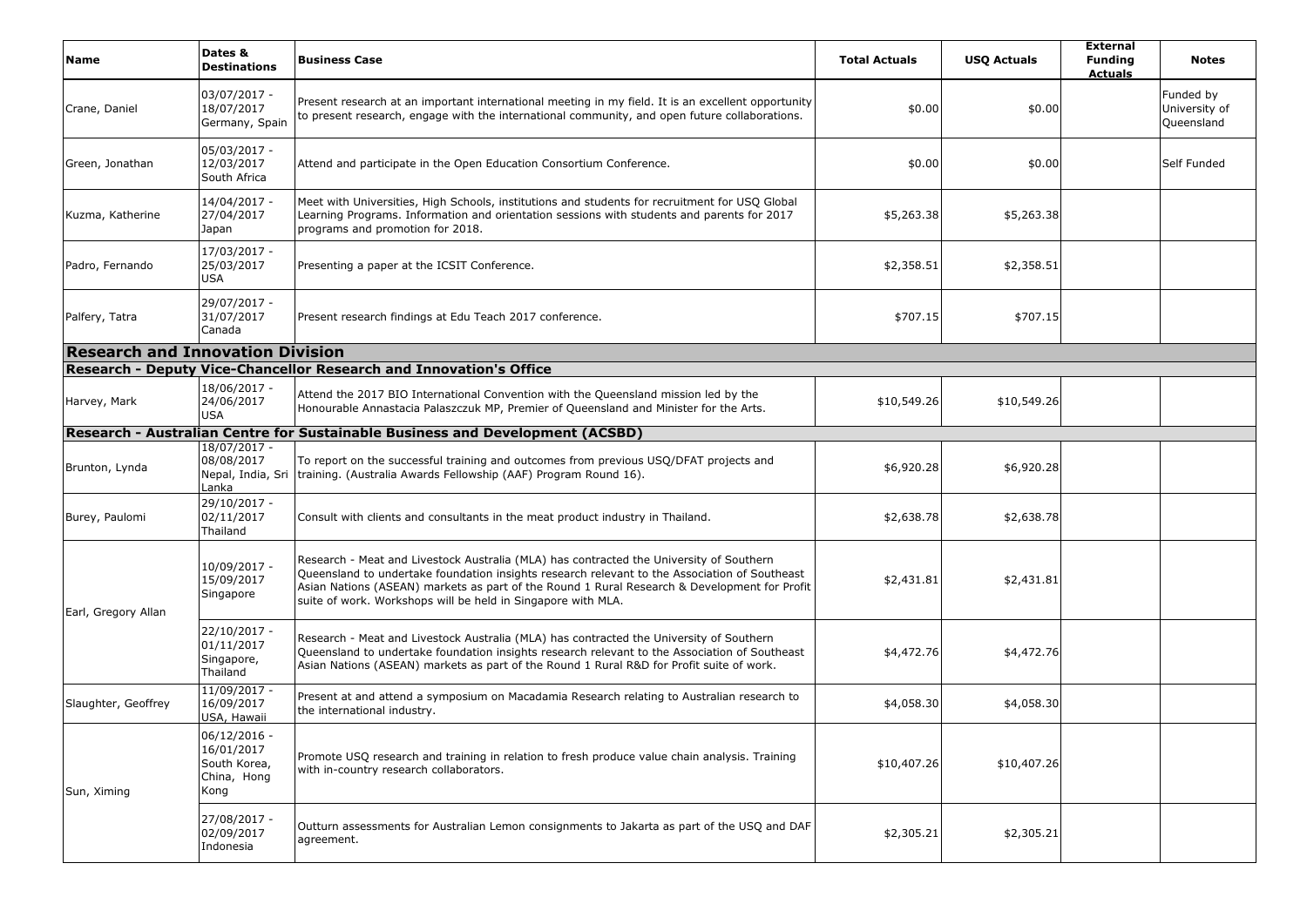| Name | Dates & Destinations | Business Case | Total Actuals | USQ Actuals | External Funding Actuals | Notes |
|---|---|---|---|---|---|---|
| Crane, Daniel | 03/07/2017 - 18/07/2017 Germany, Spain | Present research at an important international meeting in my field. It is an excellent opportunity to present research, engage with the international community, and open future collaborations. | $0.00 | $0.00 | | Funded by University of Queensland |
| Green, Jonathan | 05/03/2017 - 12/03/2017 South Africa | Attend and participate in the Open Education Consortium Conference. | $0.00 | $0.00 | | Self Funded |
| Kuzma, Katherine | 14/04/2017 - 27/04/2017 Japan | Meet with Universities, High Schools, institutions and students for recruitment for USQ Global Learning Programs. Information and orientation sessions with students and parents for 2017 programs and promotion for 2018. | $5,263.38 | $5,263.38 | | |
| Padro, Fernando | 17/03/2017 - 25/03/2017 USA | Presenting a paper at the ICSIT Conference. | $2,358.51 | $2,358.51 | | |
| Palfery, Tatra | 29/07/2017 - 31/07/2017 Canada | Present research findings at Edu Teach 2017 conference. | $707.15 | $707.15 | | |
| **Research and Innovation Division** | | | | | | |
| **Research - Deputy Vice-Chancellor Research and Innovation's Office** | | | | | | |
| Harvey, Mark | 18/06/2017 - 24/06/2017 USA | Attend the 2017 BIO International Convention with the Queensland mission led by the Honourable Annastacia Palaszczuk MP, Premier of Queensland and Minister for the Arts. | $10,549.26 | $10,549.26 | | |
| **Research - Australian Centre for Sustainable Business and Development (ACSBD)** | | | | | | |
| Brunton, Lynda | 18/07/2017 - 08/08/2017 Nepal, India, Sri Lanka | To report on the successful training and outcomes from previous USQ/DFAT projects and training. (Australia Awards Fellowship (AAF) Program Round 16). | $6,920.28 | $6,920.28 | | |
| Burey, Paulomi | 29/10/2017 - 02/11/2017 Thailand | Consult with clients and consultants in the meat product industry in Thailand. | $2,638.78 | $2,638.78 | | |
| Earl, Gregory Allan | 10/09/2017 - 15/09/2017 Singapore | Research - Meat and Livestock Australia (MLA) has contracted the University of Southern Queensland to undertake foundation insights research relevant to the Association of Southeast Asian Nations (ASEAN) markets as part of the Round 1 Rural Research & Development for Profit suite of work. Workshops will be held in Singapore with MLA. | $2,431.81 | $2,431.81 | | |
| | 22/10/2017 - 01/11/2017 Singapore, Thailand | Research - Meat and Livestock Australia (MLA) has contracted the University of Southern Queensland to undertake foundation insights research relevant to the Association of Southeast Asian Nations (ASEAN) markets as part of the Round 1 Rural R&D for Profit suite of work. | $4,472.76 | $4,472.76 | | |
| Slaughter, Geoffrey | 11/09/2017 - 16/09/2017 USA, Hawaii | Present at and attend a symposium on Macadamia Research relating to Australian research to the international industry. | $4,058.30 | $4,058.30 | | |
| Sun, Ximing | 06/12/2016 - 16/01/2017 South Korea, China, Hong Kong | Promote USQ research and training in relation to fresh produce value chain analysis. Training with in-country research collaborators. | $10,407.26 | $10,407.26 | | |
| | 27/08/2017 - 02/09/2017 Indonesia | Outturn assessments for Australian Lemon consignments to Jakarta as part of the USQ and DAF agreement. | $2,305.21 | $2,305.21 | | |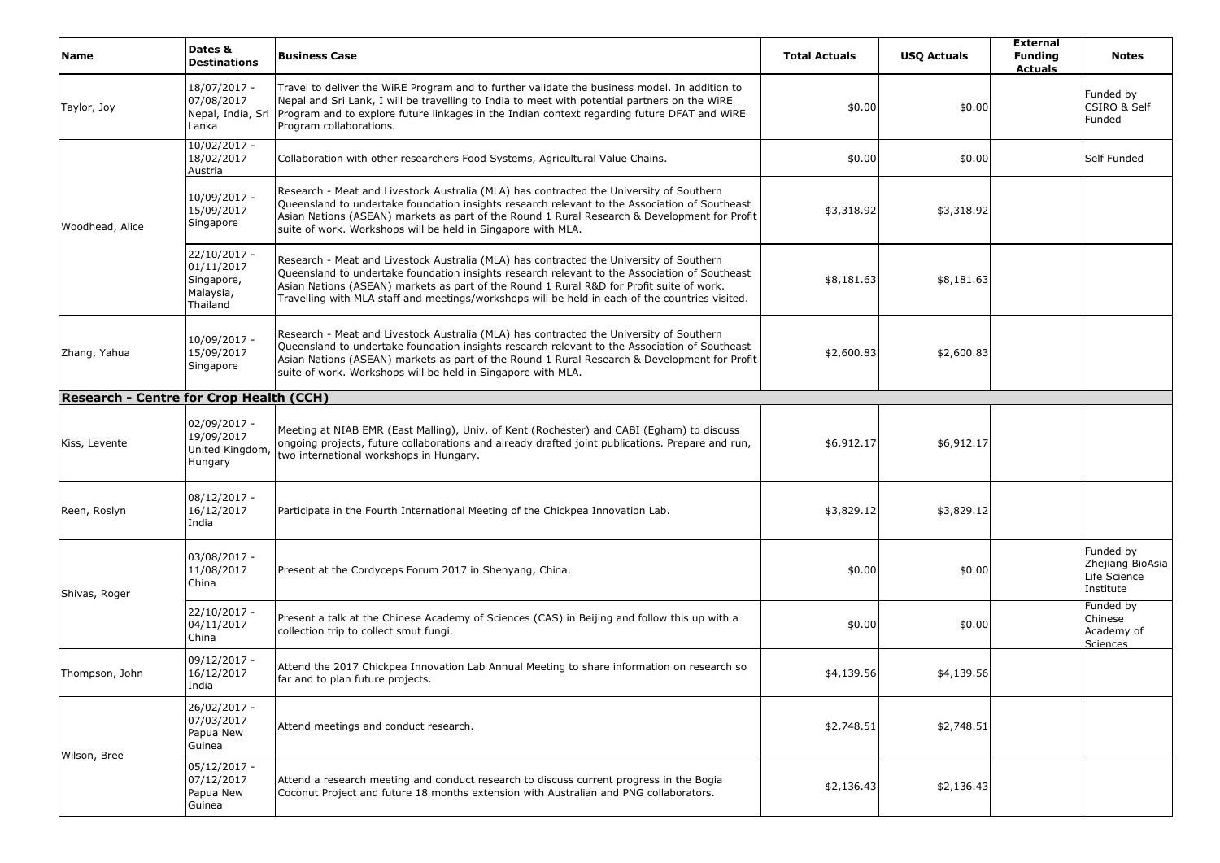| Name | Dates & Destinations | Business Case | Total Actuals | USQ Actuals | External Funding Actuals | Notes |
|---|---|---|---|---|---|---|
| Taylor, Joy | 18/07/2017 - 07/08/2017 Nepal, India, Sri Lanka | Travel to deliver the WiRE Program and to further validate the business model. In addition to Nepal and Sri Lank, I will be travelling to India to meet with potential partners on the WiRE Program and to explore future linkages in the Indian context regarding future DFAT and WiRE Program collaborations. | $0.00 | $0.00 | | Funded by CSIRO & Self Funded |
| Woodhead, Alice | 10/02/2017 - 18/02/2017 Austria | Collaboration with other researchers Food Systems, Agricultural Value Chains. | $0.00 | $0.00 | | Self Funded |
| | 10/09/2017 - 15/09/2017 Singapore | Research - Meat and Livestock Australia (MLA) has contracted the University of Southern Queensland to undertake foundation insights research relevant to the Association of Southeast Asian Nations (ASEAN) markets as part of the Round 1 Rural Research & Development for Profit suite of work. Workshops will be held in Singapore with MLA. | $3,318.92 | $3,318.92 | | |
| | 22/10/2017 - 01/11/2017 Singapore, Malaysia, Thailand | Research - Meat and Livestock Australia (MLA) has contracted the University of Southern Queensland to undertake foundation insights research relevant to the Association of Southeast Asian Nations (ASEAN) markets as part of the Round 1 Rural R&D for Profit suite of work. Travelling with MLA staff and meetings/workshops will be held in each of the countries visited. | $8,181.63 | $8,181.63 | | |
| Zhang, Yahua | 10/09/2017 - 15/09/2017 Singapore | Research - Meat and Livestock Australia (MLA) has contracted the University of Southern Queensland to undertake foundation insights research relevant to the Association of Southeast Asian Nations (ASEAN) markets as part of the Round 1 Rural Research & Development for Profit suite of work. Workshops will be held in Singapore with MLA. | $2,600.83 | $2,600.83 | | |
| **Research - Centre for Crop Health (CCH)** | | | | | | |
| Kiss, Levente | 02/09/2017 - 19/09/2017 United Kingdom, Hungary | Meeting at NIAB EMR (East Malling), Univ. of Kent (Rochester) and CABI (Egham) to discuss ongoing projects, future collaborations and already drafted joint publications. Prepare and run, two international workshops in Hungary. | $6,912.17 | $6,912.17 | | |
| Reen, Roslyn | 08/12/2017 - 16/12/2017 India | Participate in the Fourth International Meeting of the Chickpea Innovation Lab. | $3,829.12 | $3,829.12 | | |
| Shivas, Roger | 03/08/2017 - 11/08/2017 China | Present at the Cordyceps Forum 2017 in Shenyang, China. | $0.00 | $0.00 | | Funded by Zhejiang BioAsia Life Science Institute |
| | 22/10/2017 - 04/11/2017 China | Present a talk at the Chinese Academy of Sciences (CAS) in Beijing and follow this up with a collection trip to collect smut fungi. | $0.00 | $0.00 | | Funded by Chinese Academy of Sciences |
| Thompson, John | 09/12/2017 - 16/12/2017 India | Attend the 2017 Chickpea Innovation Lab Annual Meeting to share information on research so far and to plan future projects. | $4,139.56 | $4,139.56 | | |
| Wilson, Bree | 26/02/2017 - 07/03/2017 Papua New Guinea | Attend meetings and conduct research. | $2,748.51 | $2,748.51 | | |
| | 05/12/2017 - 07/12/2017 Papua New Guinea | Attend a research meeting and conduct research to discuss current progress in the Bogia Coconut Project and future 18 months extension with Australian and PNG collaborators. | $2,136.43 | $2,136.43 | | |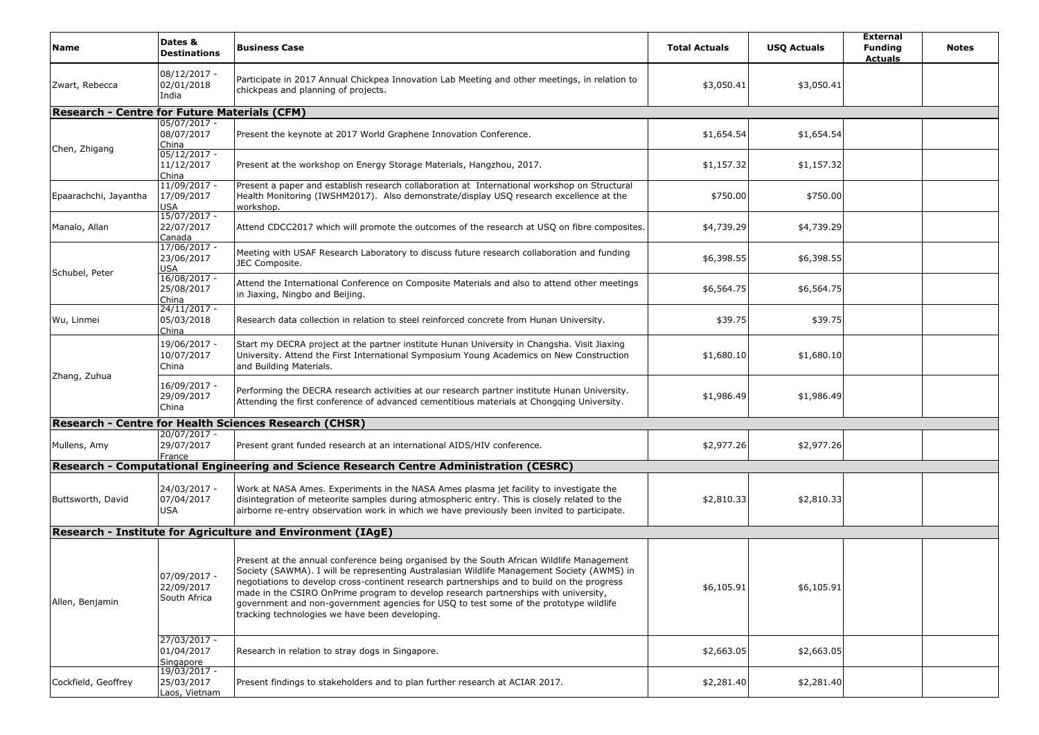| Name | Dates & Destinations | Business Case | Total Actuals | USQ Actuals | External Funding Actuals | Notes |
|---|---|---|---|---|---|---|
| Zwart, Rebecca | 08/12/2017 - 02/01/2018 India | Participate in 2017 Annual Chickpea Innovation Lab Meeting and other meetings, in relation to chickpeas and planning of projects. | $3,050.41 | $3,050.41 | | |
| **Research - Centre for Future Materials (CFM)** | | | | | | |
| Chen, Zhigang | 05/07/2017 - 08/07/2017 China | Present the keynote at 2017 World Graphene Innovation Conference. | $1,654.54 | $1,654.54 | | |
| | 05/12/2017 - 11/12/2017 China | Present at the workshop on Energy Storage Materials, Hangzhou, 2017. | $1,157.32 | $1,157.32 | | |
| Epaarachchi, Jayantha | 11/09/2017 - 17/09/2017 USA | Present a paper and establish research collaboration at International workshop on Structural Health Monitoring (IWSHM2017). Also demonstrate/display USQ research excellence at the workshop. | $750.00 | $750.00 | | |
| Manalo, Allan | 15/07/2017 - 22/07/2017 Canada | Attend CDCC2017 which will promote the outcomes of the research at USQ on fibre composites. | $4,739.29 | $4,739.29 | | |
| Schubel, Peter | 17/06/2017 - 23/06/2017 USA | Meeting with USAF Research Laboratory to discuss future research collaboration and funding JEC Composite. | $6,398.55 | $6,398.55 | | |
| | 16/08/2017 - 25/08/2017 China | Attend the International Conference on Composite Materials and also to attend other meetings in Jiaxing, Ningbo and Beijing. | $6,564.75 | $6,564.75 | | |
| Wu, Linmei | 24/11/2017 - 05/03/2018 China | Research data collection in relation to steel reinforced concrete from Hunan University. | $39.75 | $39.75 | | |
| Zhang, Zuhua | 19/06/2017 - 10/07/2017 China | Start my DECRA project at the partner institute Hunan University in Changsha. Visit Jiaxing University. Attend the First International Symposium Young Academics on New Construction and Building Materials. | $1,680.10 | $1,680.10 | | |
| | 16/09/2017 - 29/09/2017 China | Performing the DECRA research activities at our research partner institute Hunan University. Attending the first conference of advanced cementitious materials at Chongqing University. | $1,986.49 | $1,986.49 | | |
| **Research - Centre for Health Sciences Research (CHSR)** | | | | | | |
| Mullens, Amy | 20/07/2017 - 29/07/2017 France | Present grant funded research at an international AIDS/HIV conference. | $2,977.26 | $2,977.26 | | |
| **Research - Computational Engineering and Science Research Centre Administration (CESRC)** | | | | | | |
| Buttsworth, David | 24/03/2017 - 07/04/2017 USA | Work at NASA Ames. Experiments in the NASA Ames plasma jet facility to investigate the disintegration of meteorite samples during atmospheric entry. This is closely related to the airborne re-entry observation work in which we have previously been invited to participate. | $2,810.33 | $2,810.33 | | |
| **Research - Institute for Agriculture and Environment (IAgE)** | | | | | | |
| Allen, Benjamin | 07/09/2017 - 22/09/2017 South Africa | Present at the annual conference being organised by the South African Wildlife Management Society (SAWMA). I will be representing Australasian Wildlife Management Society (AWMS) in negotiations to develop cross-continent research partnerships and to build on the progress made in the CSIRO OnPrime program to develop research partnerships with university, government and non-government agencies for USQ to test some of the prototype wildlife tracking technologies we have been developing. | $6,105.91 | $6,105.91 | | |
| | 27/03/2017 - 01/04/2017 Singapore | Research in relation to stray dogs in Singapore. | $2,663.05 | $2,663.05 | | |
| Cockfield, Geoffrey | 19/03/2017 - 25/03/2017 Laos, Vietnam | Present findings to stakeholders and to plan further research at ACIAR 2017. | $2,281.40 | $2,281.40 | | |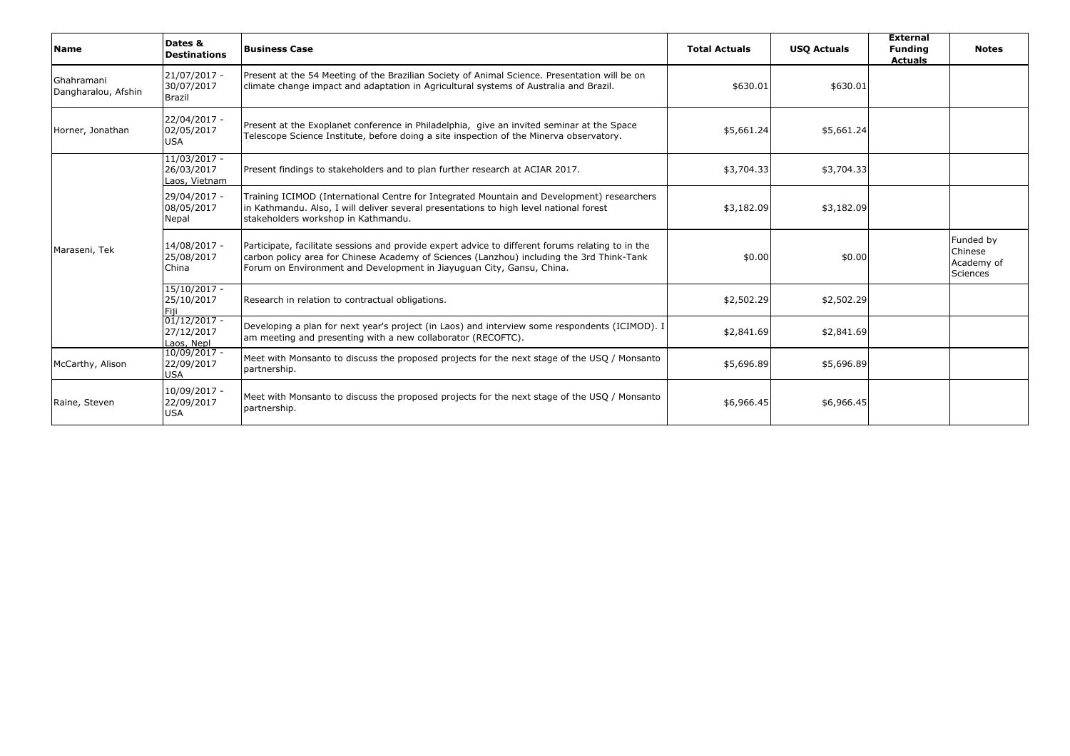| Name | Dates & Destinations | Business Case | Total Actuals | USQ Actuals | External Funding Actuals | Notes |
|---|---|---|---|---|---|---|
| Ghahramani Dangharalou, Afshin | 21/07/2017 - 30/07/2017 Brazil | Present at the 54 Meeting of the Brazilian Society of Animal Science. Presentation will be on climate change impact and adaptation in Agricultural systems of Australia and Brazil. | $630.01 | $630.01 | | |
| Horner, Jonathan | 22/04/2017 - 02/05/2017 USA | Present at the Exoplanet conference in Philadelphia, give an invited seminar at the Space Telescope Science Institute, before doing a site inspection of the Minerva observatory. | $5,661.24 | $5,661.24 | | |
| Maraseni, Tek | 11/03/2017 - 26/03/2017 Laos, Vietnam | Present findings to stakeholders and to plan further research at ACIAR 2017. | $3,704.33 | $3,704.33 | | |
| | 29/04/2017 - 08/05/2017 Nepal | Training ICIMOD (International Centre for Integrated Mountain and Development) researchers in Kathmandu. Also, I will deliver several presentations to high level national forest stakeholders workshop in Kathmandu. | $3,182.09 | $3,182.09 | | |
| | 14/08/2017 - 25/08/2017 China | Participate, facilitate sessions and provide expert advice to different forums relating to in the carbon policy area for Chinese Academy of Sciences (Lanzhou) including the 3rd Think-Tank Forum on Environment and Development in Jiayuguan City, Gansu, China. | $0.00 | $0.00 | | Funded by Chinese Academy of Sciences |
| | 15/10/2017 - 25/10/2017 Fiji | Research in relation to contractual obligations. | $2,502.29 | $2,502.29 | | |
| | 01/12/2017 - 27/12/2017 Laos, Nepl | Developing a plan for next year's project (in Laos) and interview some respondents (ICIMOD). I am meeting and presenting with a new collaborator (RECOFTC). | $2,841.69 | $2,841.69 | | |
| McCarthy, Alison | 10/09/2017 - 22/09/2017 USA | Meet with Monsanto to discuss the proposed projects for the next stage of the USQ / Monsanto partnership. | $5,696.89 | $5,696.89 | | |
| Raine, Steven | 10/09/2017 - 22/09/2017 USA | Meet with Monsanto to discuss the proposed projects for the next stage of the USQ / Monsanto partnership. | $6,966.45 | $6,966.45 | | |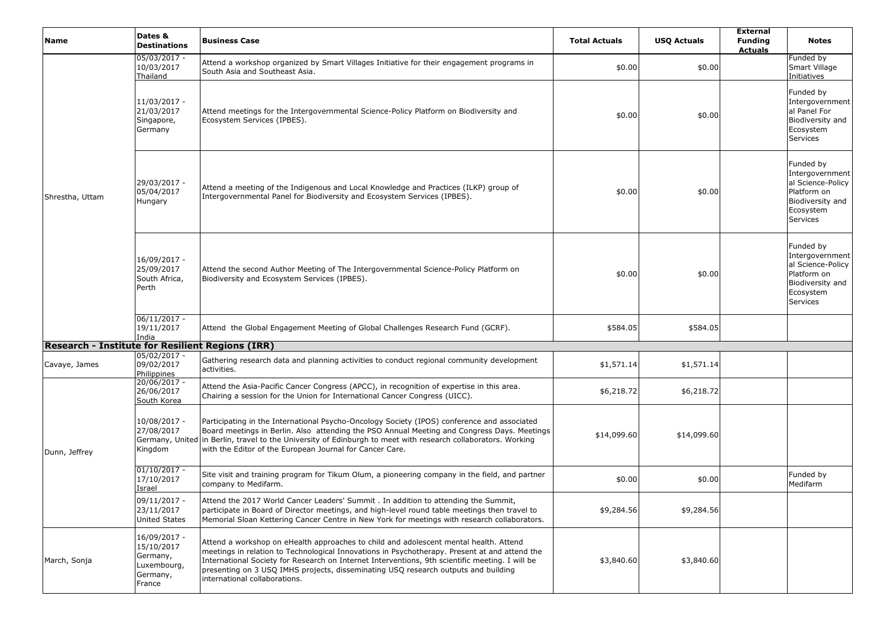| Name | Dates & Destinations | Business Case | Total Actuals | USQ Actuals | External Funding Actuals | Notes |
|---|---|---|---|---|---|---|
| Shrestha, Uttam | 05/03/2017 - 10/03/2017 Thailand | Attend a workshop organized by Smart Villages Initiative for their engagement programs in South Asia and Southeast Asia. | $0.00 | $0.00 | | Funded by Smart Village Initiatives |
| | 11/03/2017 - 21/03/2017 Singapore, Germany | Attend meetings for the Intergovernmental Science-Policy Platform on Biodiversity and Ecosystem Services (IPBES). | $0.00 | $0.00 | | Funded by Intergovernmental Panel For Biodiversity and Ecosystem Services |
| | 29/03/2017 - 05/04/2017 Hungary | Attend a meeting of the Indigenous and Local Knowledge and Practices (ILKP) group of Intergovernmental Panel for Biodiversity and Ecosystem Services (IPBES). | $0.00 | $0.00 | | Funded by Intergovernmental Science-Policy Platform on Biodiversity and Ecosystem Services |
| | 16/09/2017 - 25/09/2017 South Africa, Perth | Attend the second Author Meeting of The Intergovernmental Science-Policy Platform on Biodiversity and Ecosystem Services (IPBES). | $0.00 | $0.00 | | Funded by Intergovernmental Science-Policy Platform on Biodiversity and Ecosystem Services |
| | 06/11/2017 - 19/11/2017 India | Attend the Global Engagement Meeting of Global Challenges Research Fund (GCRF). | $584.05 | $584.05 | | |
| **Research - Institute for Resilient Regions (IRR)** | | | | | | |
| Cavaye, James | 05/02/2017 - 09/02/2017 Philippines | Gathering research data and planning activities to conduct regional community development activities. | $1,571.14 | $1,571.14 | | |
| Dunn, Jeffrey | 20/06/2017 - 26/06/2017 South Korea | Attend the Asia-Pacific Cancer Congress (APCC), in recognition of expertise in this area. Chairing a session for the Union for International Cancer Congress (UICC). | $6,218.72 | $6,218.72 | | |
| | 10/08/2017 - 27/08/2017 Germany, United Kingdom | Participating in the International Psycho-Oncology Society (IPOS) conference and associated Board meetings in Berlin. Also attending the PSO Annual Meeting and Congress Days. Meetings in Berlin, travel to the University of Edinburgh to meet with research collaborators. Working with the Editor of the European Journal for Cancer Care. | $14,099.60 | $14,099.60 | | |
| | 01/10/2017 - 17/10/2017 Israel | Site visit and training program for Tikum Olum, a pioneering company in the field, and partner company to Medifarm. | $0.00 | $0.00 | | Funded by Medifarm |
| | 09/11/2017 - 23/11/2017 United States | Attend the 2017 World Cancer Leaders' Summit . In addition to attending the Summit, participate in Board of Director meetings, and high-level round table meetings then travel to Memorial Sloan Kettering Cancer Centre in New York for meetings with research collaborators. | $9,284.56 | $9,284.56 | | |
| March, Sonja | 16/09/2017 - 15/10/2017 Germany, Luxembourg, Germany, France | Attend a workshop on eHealth approaches to child and adolescent mental health. Attend meetings in relation to Technological Innovations in Psychotherapy. Present at and attend the International Society for Research on Internet Interventions, 9th scientific meeting. I will be presenting on 3 USQ IMHS projects, disseminating USQ research outputs and building international collaborations. | $3,840.60 | $3,840.60 | | |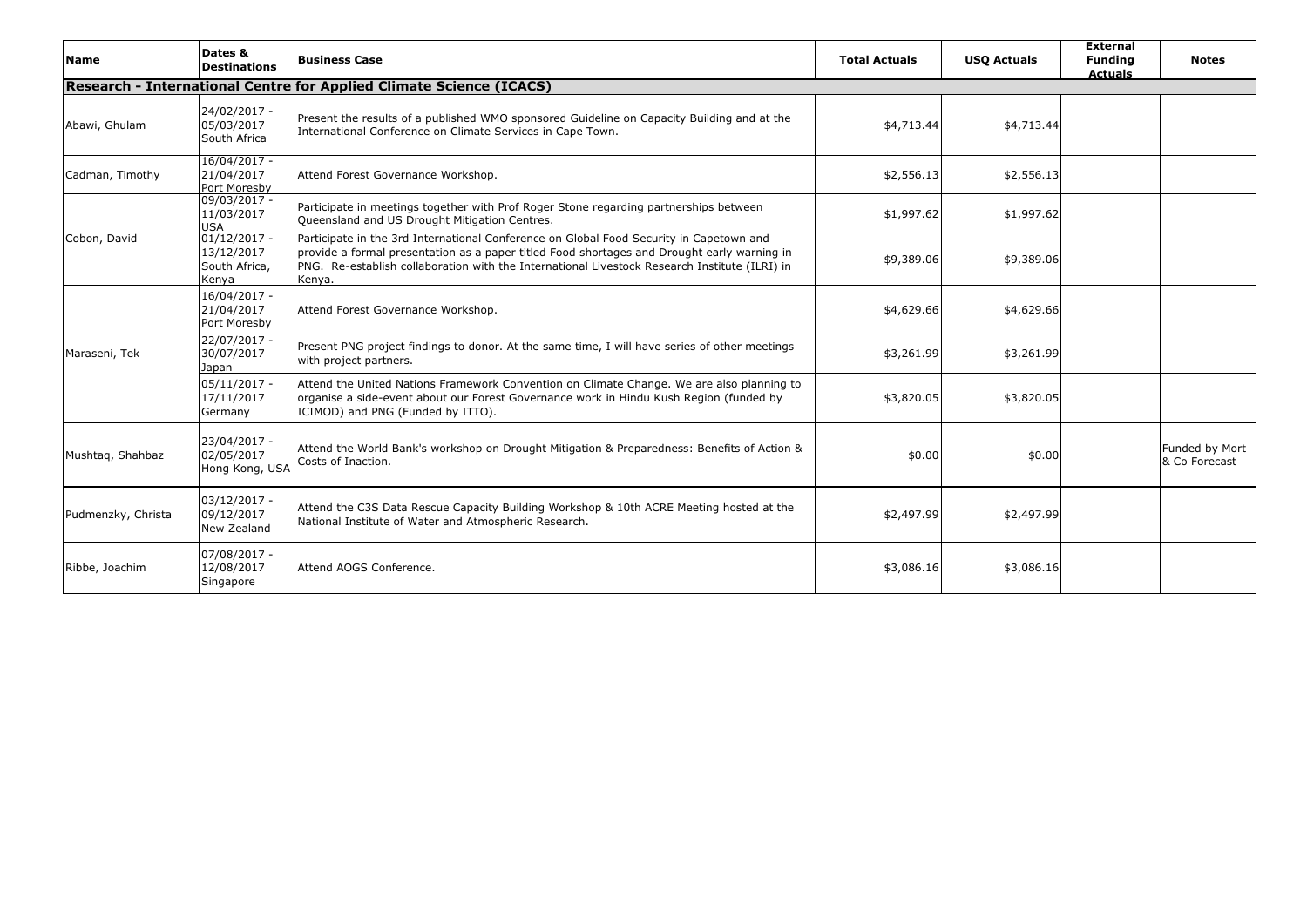| Name | Dates & Destinations | Business Case | Total Actuals | USQ Actuals | External Funding Actuals | Notes |
|---|---|---|---|---|---|---|
| **Research - International Centre for Applied Climate Science (ICACS)** | | | | | | |
| Abawi, Ghulam | 24/02/2017 - 05/03/2017 South Africa | Present the results of a published WMO sponsored Guideline on Capacity Building and at the International Conference on Climate Services in Cape Town. | $4,713.44 | $4,713.44 | | |
| Cadman, Timothy | 16/04/2017 - 21/04/2017 Port Moresby | Attend Forest Governance Workshop. | $2,556.13 | $2,556.13 | | |
| Cobon, David | 09/03/2017 - 11/03/2017 USA | Participate in meetings together with Prof Roger Stone regarding partnerships between Queensland and US Drought Mitigation Centres. | $1,997.62 | $1,997.62 | | |
| | 01/12/2017 - 13/12/2017 South Africa, Kenya | Participate in the 3rd International Conference on Global Food Security in Capetown and provide a formal presentation as a paper titled Food shortages and Drought early warning in PNG. Re-establish collaboration with the International Livestock Research Institute (ILRI) in Kenya. | $9,389.06 | $9,389.06 | | |
| Maraseni, Tek | 16/04/2017 - 21/04/2017 Port Moresby | Attend Forest Governance Workshop. | $4,629.66 | $4,629.66 | | |
| | 22/07/2017 - 30/07/2017 Japan | Present PNG project findings to donor. At the same time, I will have series of other meetings with project partners. | $3,261.99 | $3,261.99 | | |
| | 05/11/2017 - 17/11/2017 Germany | Attend the United Nations Framework Convention on Climate Change. We are also planning to organise a side-event about our Forest Governance work in Hindu Kush Region (funded by ICIMOD) and PNG (Funded by ITTO). | $3,820.05 | $3,820.05 | | |
| Mushtaq, Shahbaz | 23/04/2017 - 02/05/2017 Hong Kong, USA | Attend the World Bank's workshop on Drought Mitigation & Preparedness: Benefits of Action & Costs of Inaction. | $0.00 | $0.00 | | Funded by Mort & Co Forecast |
| Pudmenzky, Christa | 03/12/2017 - 09/12/2017 New Zealand | Attend the C3S Data Rescue Capacity Building Workshop & 10th ACRE Meeting hosted at the National Institute of Water and Atmospheric Research. | $2,497.99 | $2,497.99 | | |
| Ribbe, Joachim | 07/08/2017 - 12/08/2017 Singapore | Attend AOGS Conference. | $3,086.16 | $3,086.16 | | |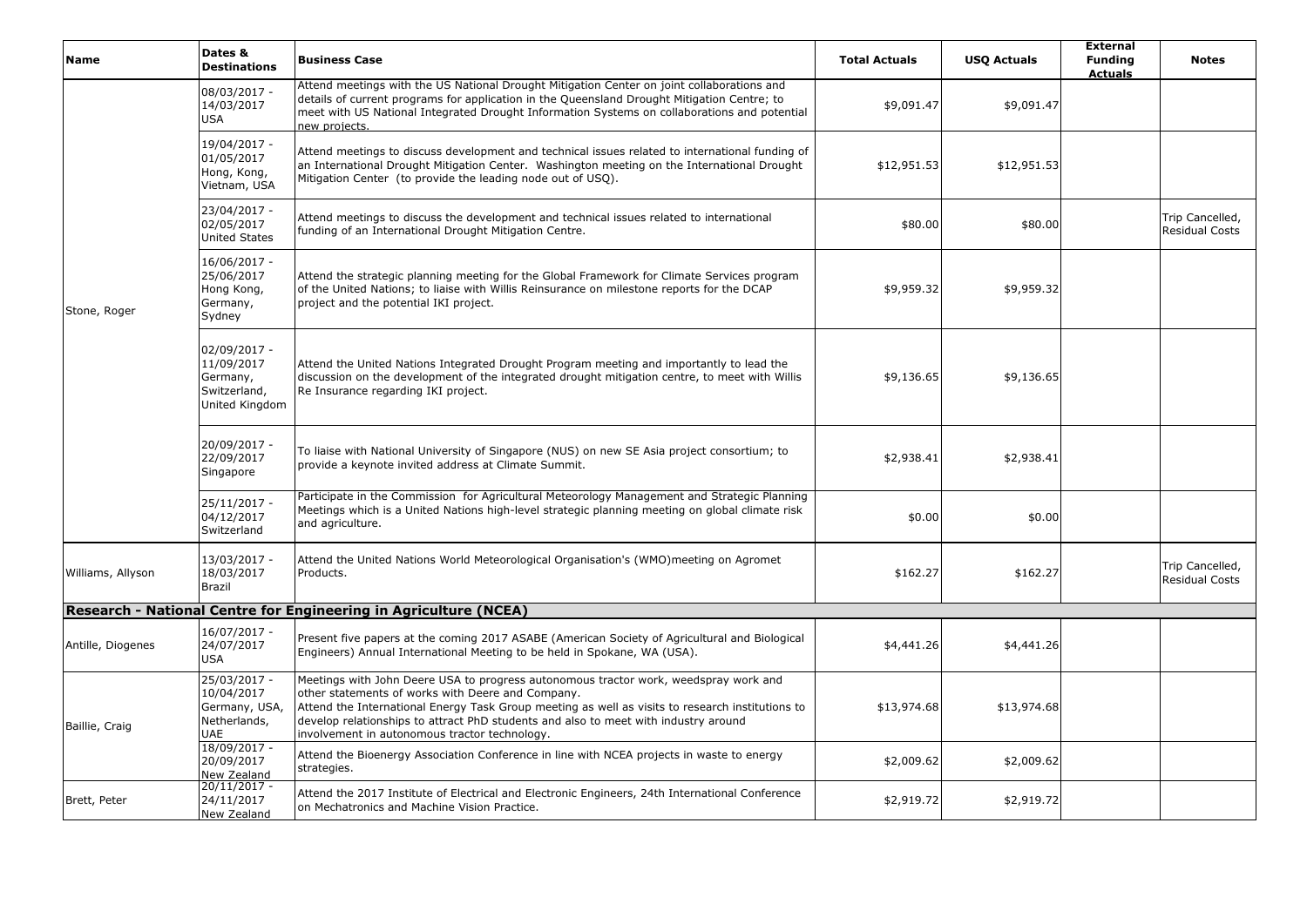| Name | Dates & Destinations | Business Case | Total Actuals | USQ Actuals | External Funding Actuals | Notes |
|---|---|---|---|---|---|---|
| Stone, Roger | 08/03/2017 - 14/03/2017 USA | Attend meetings with the US National Drought Mitigation Center on joint collaborations and details of current programs for application in the Queensland Drought Mitigation Centre; to meet with US National Integrated Drought Information Systems on collaborations and potential new projects. | $9,091.47 | $9,091.47 | | |
| | 19/04/2017 - 01/05/2017 Hong, Kong, Vietnam, USA | Attend meetings to discuss development and technical issues related to international funding of an International Drought Mitigation Center. Washington meeting on the International Drought Mitigation Center (to provide the leading node out of USQ). | $12,951.53 | $12,951.53 | | |
| | 23/04/2017 - 02/05/2017 United States | Attend meetings to discuss the development and technical issues related to international funding of an International Drought Mitigation Centre. | $80.00 | $80.00 | | Trip Cancelled, Residual Costs |
| | 16/06/2017 - 25/06/2017 Hong Kong, Germany, Sydney | Attend the strategic planning meeting for the Global Framework for Climate Services program of the United Nations; to liaise with Willis Reinsurance on milestone reports for the DCAP project and the potential IKI project. | $9,959.32 | $9,959.32 | | |
| | 02/09/2017 - 11/09/2017 Germany, Switzerland, United Kingdom | Attend the United Nations Integrated Drought Program meeting and importantly to lead the discussion on the development of the integrated drought mitigation centre, to meet with Willis Re Insurance regarding IKI project. | $9,136.65 | $9,136.65 | | |
| | 20/09/2017 - 22/09/2017 Singapore | To liaise with National University of Singapore (NUS) on new SE Asia project consortium; to provide a keynote invited address at Climate Summit. | $2,938.41 | $2,938.41 | | |
| | 25/11/2017 - 04/12/2017 Switzerland | Participate in the Commission for Agricultural Meteorology Management and Strategic Planning Meetings which is a United Nations high-level strategic planning meeting on global climate risk and agriculture. | $0.00 | $0.00 | | |
| Williams, Allyson | 13/03/2017 - 18/03/2017 Brazil | Attend the United Nations World Meteorological Organisation's (WMO)meeting on Agromet Products. | $162.27 | $162.27 | | Trip Cancelled, Residual Costs |
| **Research - National Centre for Engineering in Agriculture (NCEA)** | | | | | | |
| Antille, Diogenes | 16/07/2017 - 24/07/2017 USA | Present five papers at the coming 2017 ASABE (American Society of Agricultural and Biological Engineers) Annual International Meeting to be held in Spokane, WA (USA). | $4,441.26 | $4,441.26 | | |
| Baillie, Craig | 25/03/2017 - 10/04/2017 Germany, USA, Netherlands, UAE | Meetings with John Deere USA to progress autonomous tractor work, weedspray work and other statements of works with Deere and Company. Attend the International Energy Task Group meeting as well as visits to research institutions to develop relationships to attract PhD students and also to meet with industry around involvement in autonomous tractor technology. | $13,974.68 | $13,974.68 | | |
| | 18/09/2017 - 20/09/2017 New Zealand | Attend the Bioenergy Association Conference in line with NCEA projects in waste to energy strategies. | $2,009.62 | $2,009.62 | | |
| Brett, Peter | 20/11/2017 - 24/11/2017 New Zealand | Attend the 2017 Institute of Electrical and Electronic Engineers, 24th International Conference on Mechatronics and Machine Vision Practice. | $2,919.72 | $2,919.72 | | |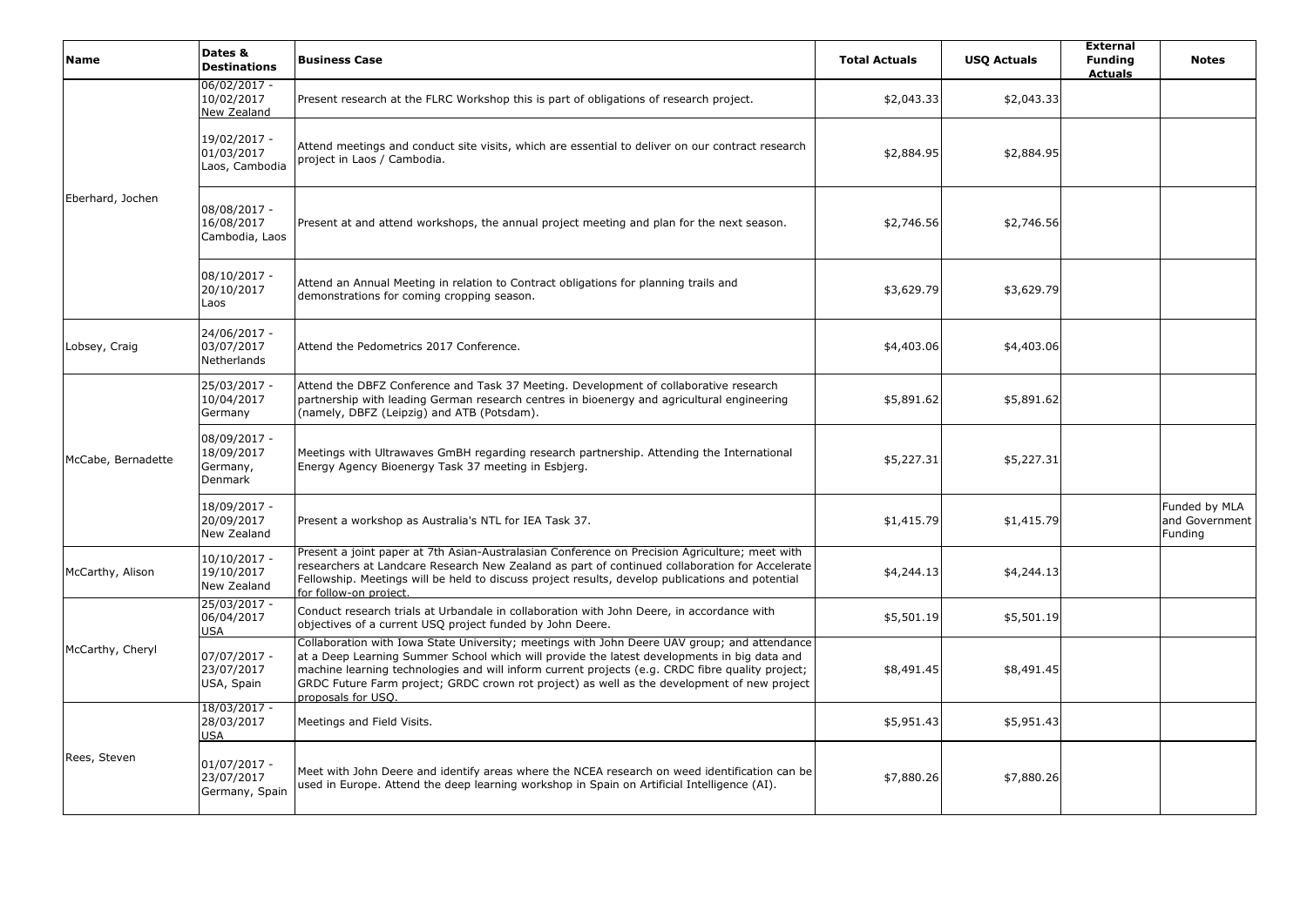| Name | Dates & Destinations | Business Case | Total Actuals | USQ Actuals | External Funding Actuals | Notes |
|---|---|---|---|---|---|---|
| Eberhard, Jochen | 06/02/2017 - 10/02/2017 New Zealand | Present research at the FLRC Workshop this is part of obligations of research project. | $2,043.33 | $2,043.33 | | |
| | 19/02/2017 - 01/03/2017 Laos, Cambodia | Attend meetings and conduct site visits, which are essential to deliver on our contract research project in Laos / Cambodia. | $2,884.95 | $2,884.95 | | |
| | 08/08/2017 - 16/08/2017 Cambodia, Laos | Present at and attend workshops, the annual project meeting and plan for the next season. | $2,746.56 | $2,746.56 | | |
| | 08/10/2017 - 20/10/2017 Laos | Attend an Annual Meeting in relation to Contract obligations for planning trails and demonstrations for coming cropping season. | $3,629.79 | $3,629.79 | | |
| Lobsey, Craig | 24/06/2017 - 03/07/2017 Netherlands | Attend the Pedometrics 2017 Conference. | $4,403.06 | $4,403.06 | | |
| McCabe, Bernadette | 25/03/2017 - 10/04/2017 Germany | Attend the DBFZ Conference and Task 37 Meeting. Development of collaborative research partnership with leading German research centres in bioenergy and agricultural engineering (namely, DBFZ (Leipzig) and ATB (Potsdam). | $5,891.62 | $5,891.62 | | |
| | 08/09/2017 - 18/09/2017 Germany, Denmark | Meetings with Ultrawaves GmBH regarding research partnership. Attending the International Energy Agency Bioenergy Task 37 meeting in Esbjerg. | $5,227.31 | $5,227.31 | | |
| | 18/09/2017 - 20/09/2017 New Zealand | Present a workshop as Australia's NTL for IEA Task 37. | $1,415.79 | $1,415.79 | | Funded by MLA and Government Funding |
| McCarthy, Alison | 10/10/2017 - 19/10/2017 New Zealand | Present a joint paper at 7th Asian-Australasian Conference on Precision Agriculture; meet with researchers at Landcare Research New Zealand as part of continued collaboration for Accelerate Fellowship. Meetings will be held to discuss project results, develop publications and potential for follow-on project. | $4,244.13 | $4,244.13 | | |
| McCarthy, Cheryl | 25/03/2017 - 06/04/2017 USA | Conduct research trials at Urbandale in collaboration with John Deere, in accordance with objectives of a current USQ project funded by John Deere. | $5,501.19 | $5,501.19 | | |
| | 07/07/2017 - 23/07/2017 USA, Spain | Collaboration with Iowa State University; meetings with John Deere UAV group; and attendance at a Deep Learning Summer School which will provide the latest developments in big data and machine learning technologies and will inform current projects (e.g. CRDC fibre quality project; GRDC Future Farm project; GRDC crown rot project) as well as the development of new project proposals for USQ. | $8,491.45 | $8,491.45 | | |
| Rees, Steven | 18/03/2017 - 28/03/2017 USA | Meetings and Field Visits. | $5,951.43 | $5,951.43 | | |
| | 01/07/2017 - 23/07/2017 Germany, Spain | Meet with John Deere and identify areas where the NCEA research on weed identification can be used in Europe. Attend the deep learning workshop in Spain on Artificial Intelligence (AI). | $7,880.26 | $7,880.26 | | |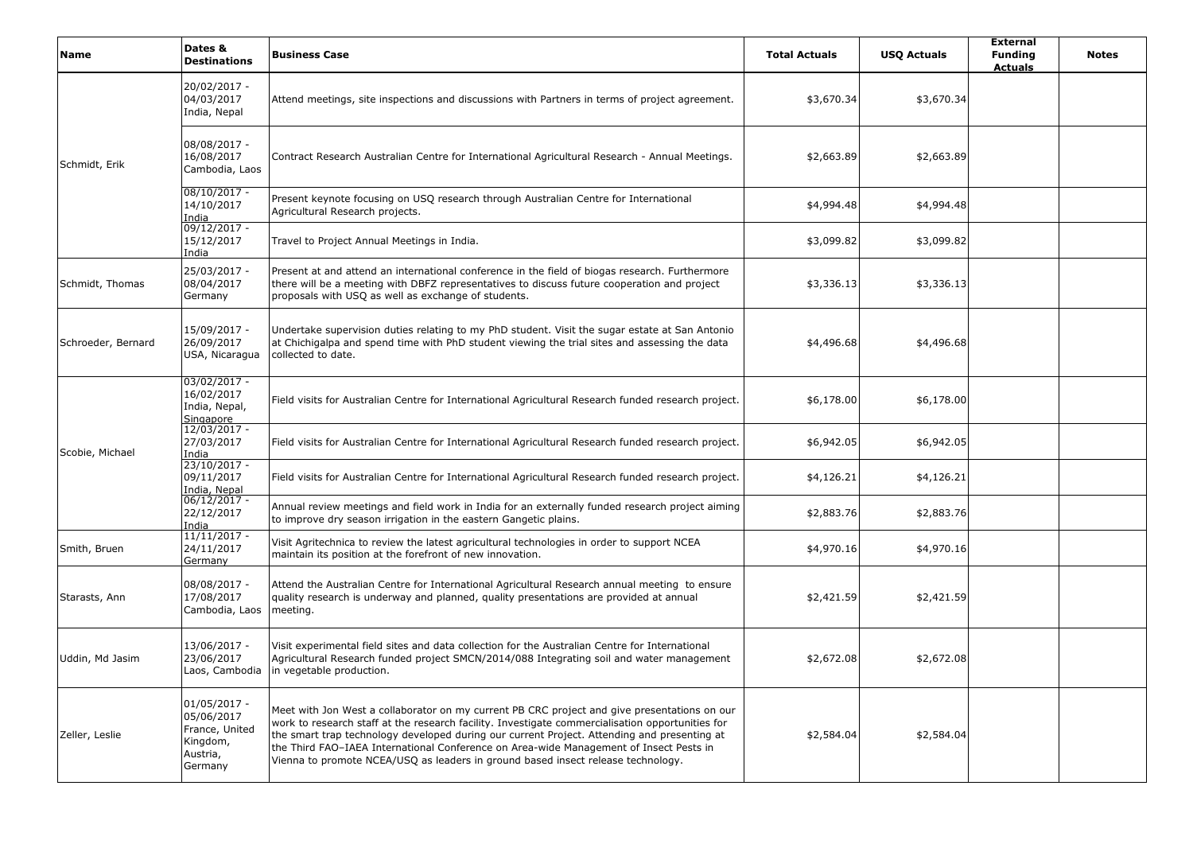| Name | Dates & Destinations | Business Case | Total Actuals | USQ Actuals | External Funding Actuals | Notes |
|---|---|---|---|---|---|---|
| Schmidt, Erik | 20/02/2017 - 04/03/2017 India, Nepal | Attend meetings, site inspections and discussions with Partners in terms of project agreement. | $3,670.34 | $3,670.34 | | |
| | 08/08/2017 - 16/08/2017 Cambodia, Laos | Contract Research Australian Centre for International Agricultural Research - Annual Meetings. | $2,663.89 | $2,663.89 | | |
| | 08/10/2017 - 14/10/2017 India | Present keynote focusing on USQ research through Australian Centre for International Agricultural Research projects. | $4,994.48 | $4,994.48 | | |
| | 09/12/2017 - 15/12/2017 India | Travel to Project Annual Meetings in India. | $3,099.82 | $3,099.82 | | |
| Schmidt, Thomas | 25/03/2017 - 08/04/2017 Germany | Present at and attend an international conference in the field of biogas research. Furthermore there will be a meeting with DBFZ representatives to discuss future cooperation and project proposals with USQ as well as exchange of students. | $3,336.13 | $3,336.13 | | |
| Schroeder, Bernard | 15/09/2017 - 26/09/2017 USA, Nicaragua | Undertake supervision duties relating to my PhD student. Visit the sugar estate at San Antonio at Chichigalpa and spend time with PhD student viewing the trial sites and assessing the data collected to date. | $4,496.68 | $4,496.68 | | |
| Scobie, Michael | 03/02/2017 - 16/02/2017 India, Nepal, Singapore | Field visits for Australian Centre for International Agricultural Research funded research project. | $6,178.00 | $6,178.00 | | |
| | 12/03/2017 - 27/03/2017 India | Field visits for Australian Centre for International Agricultural Research funded research project. | $6,942.05 | $6,942.05 | | |
| | 23/10/2017 - 09/11/2017 India, Nepal | Field visits for Australian Centre for International Agricultural Research funded research project. | $4,126.21 | $4,126.21 | | |
| | 06/12/2017 - 22/12/2017 India | Annual review meetings and field work in India for an externally funded research project aiming to improve dry season irrigation in the eastern Gangetic plains. | $2,883.76 | $2,883.76 | | |
| Smith, Bruen | 11/11/2017 - 24/11/2017 Germany | Visit Agritechnica to review the latest agricultural technologies in order to support NCEA maintain its position at the forefront of new innovation. | $4,970.16 | $4,970.16 | | |
| Starasts, Ann | 08/08/2017 - 17/08/2017 Cambodia, Laos | Attend the Australian Centre for International Agricultural Research annual meeting to ensure quality research is underway and planned, quality presentations are provided at annual meeting. | $2,421.59 | $2,421.59 | | |
| Uddin, Md Jasim | 13/06/2017 - 23/06/2017 Laos, Cambodia | Visit experimental field sites and data collection for the Australian Centre for International Agricultural Research funded project SMCN/2014/088 Integrating soil and water management in vegetable production. | $2,672.08 | $2,672.08 | | |
| Zeller, Leslie | 01/05/2017 - 05/06/2017 France, United Kingdom, Austria, Germany | Meet with Jon West a collaborator on my current PB CRC project and give presentations on our work to research staff at the research facility. Investigate commercialisation opportunities for the smart trap technology developed during our current Project. Attending and presenting at the Third FAO–IAEA International Conference on Area-wide Management of Insect Pests in Vienna to promote NCEA/USQ as leaders in ground based insect release technology. | $2,584.04 | $2,584.04 | | |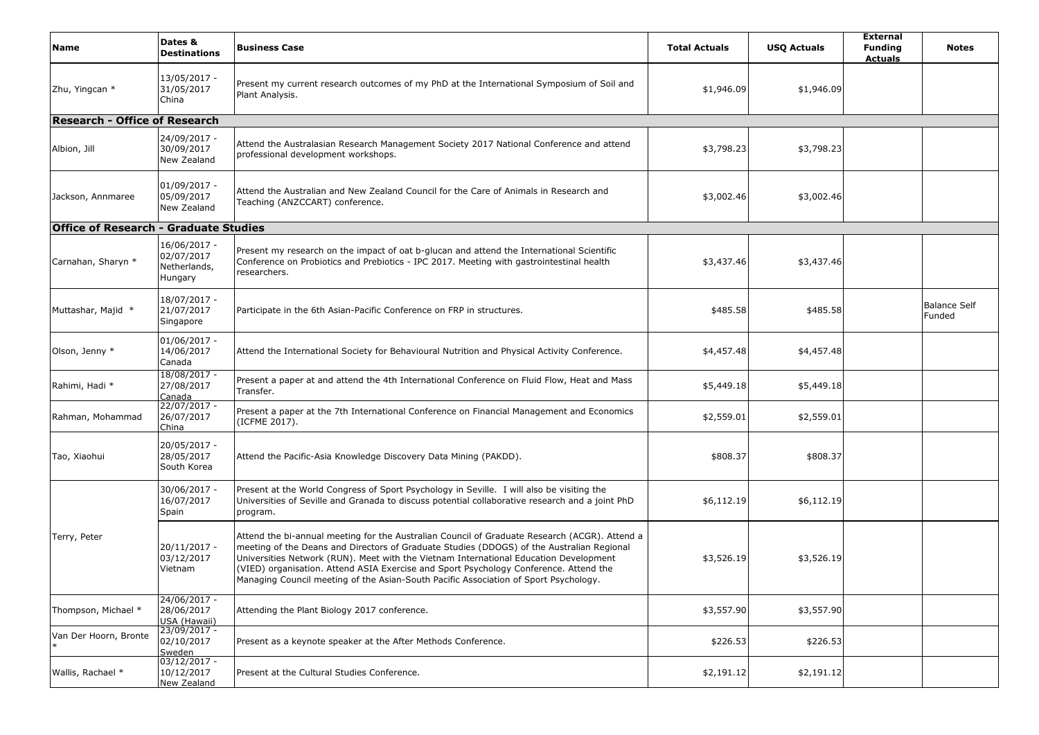| Name | Dates & Destinations | Business Case | Total Actuals | USQ Actuals | External Funding Actuals | Notes |
|---|---|---|---|---|---|---|
| Zhu, Yingcan * | 13/05/2017 - 31/05/2017 China | Present my current research outcomes of my PhD at the International Symposium of Soil and Plant Analysis. | $1,946.09 | $1,946.09 | | |
| **Research - Office of Research** | | | | | | |
| Albion, Jill | 24/09/2017 - 30/09/2017 New Zealand | Attend the Australasian Research Management Society 2017 National Conference and attend professional development workshops. | $3,798.23 | $3,798.23 | | |
| Jackson, Annmaree | 01/09/2017 - 05/09/2017 New Zealand | Attend the Australian and New Zealand Council for the Care of Animals in Research and Teaching (ANZCCART) conference. | $3,002.46 | $3,002.46 | | |
| **Office of Research - Graduate Studies** | | | | | | |
| Carnahan, Sharyn * | 16/06/2017 - 02/07/2017 Netherlands, Hungary | Present my research on the impact of oat b-glucan and attend the International Scientific Conference on Probiotics and Prebiotics - IPC 2017. Meeting with gastrointestinal health researchers. | $3,437.46 | $3,437.46 | | |
| Muttashar, Majid * | 18/07/2017 - 21/07/2017 Singapore | Participate in the 6th Asian-Pacific Conference on FRP in structures. | $485.58 | $485.58 | | Balance Self Funded |
| Olson, Jenny * | 01/06/2017 - 14/06/2017 Canada | Attend the International Society for Behavioural Nutrition and Physical Activity Conference. | $4,457.48 | $4,457.48 | | |
| Rahimi, Hadi * | 18/08/2017 - 27/08/2017 Canada | Present a paper at and attend the 4th International Conference on Fluid Flow, Heat and Mass Transfer. | $5,449.18 | $5,449.18 | | |
| Rahman, Mohammad | 22/07/2017 - 26/07/2017 China | Present a paper at the 7th International Conference on Financial Management and Economics (ICFME 2017). | $2,559.01 | $2,559.01 | | |
| Tao, Xiaohui | 20/05/2017 - 28/05/2017 South Korea | Attend the Pacific-Asia Knowledge Discovery Data Mining (PAKDD). | $808.37 | $808.37 | | |
| Terry, Peter | 30/06/2017 - 16/07/2017 Spain | Present at the World Congress of Sport Psychology in Seville. I will also be visiting the Universities of Seville and Granada to discuss potential collaborative research and a joint PhD program. | $6,112.19 | $6,112.19 | | |
| | 20/11/2017 - 03/12/2017 Vietnam | Attend the bi-annual meeting for the Australian Council of Graduate Research (ACGR). Attend a meeting of the Deans and Directors of Graduate Studies (DDOGS) of the Australian Regional Universities Network (RUN). Meet with the Vietnam International Education Development (VIED) organisation. Attend ASIA Exercise and Sport Psychology Conference. Attend the Managing Council meeting of the Asian-South Pacific Association of Sport Psychology. | $3,526.19 | $3,526.19 | | |
| Thompson, Michael * | 24/06/2017 - 28/06/2017 USA (Hawaii) | Attending the Plant Biology 2017 conference. | $3,557.90 | $3,557.90 | | |
| Van Der Hoorn, Bronte * | 23/09/2017 - 02/10/2017 Sweden | Present as a keynote speaker at the After Methods Conference. | $226.53 | $226.53 | | |
| Wallis, Rachael * | 03/12/2017 - 10/12/2017 New Zealand | Present at the Cultural Studies Conference. | $2,191.12 | $2,191.12 | | |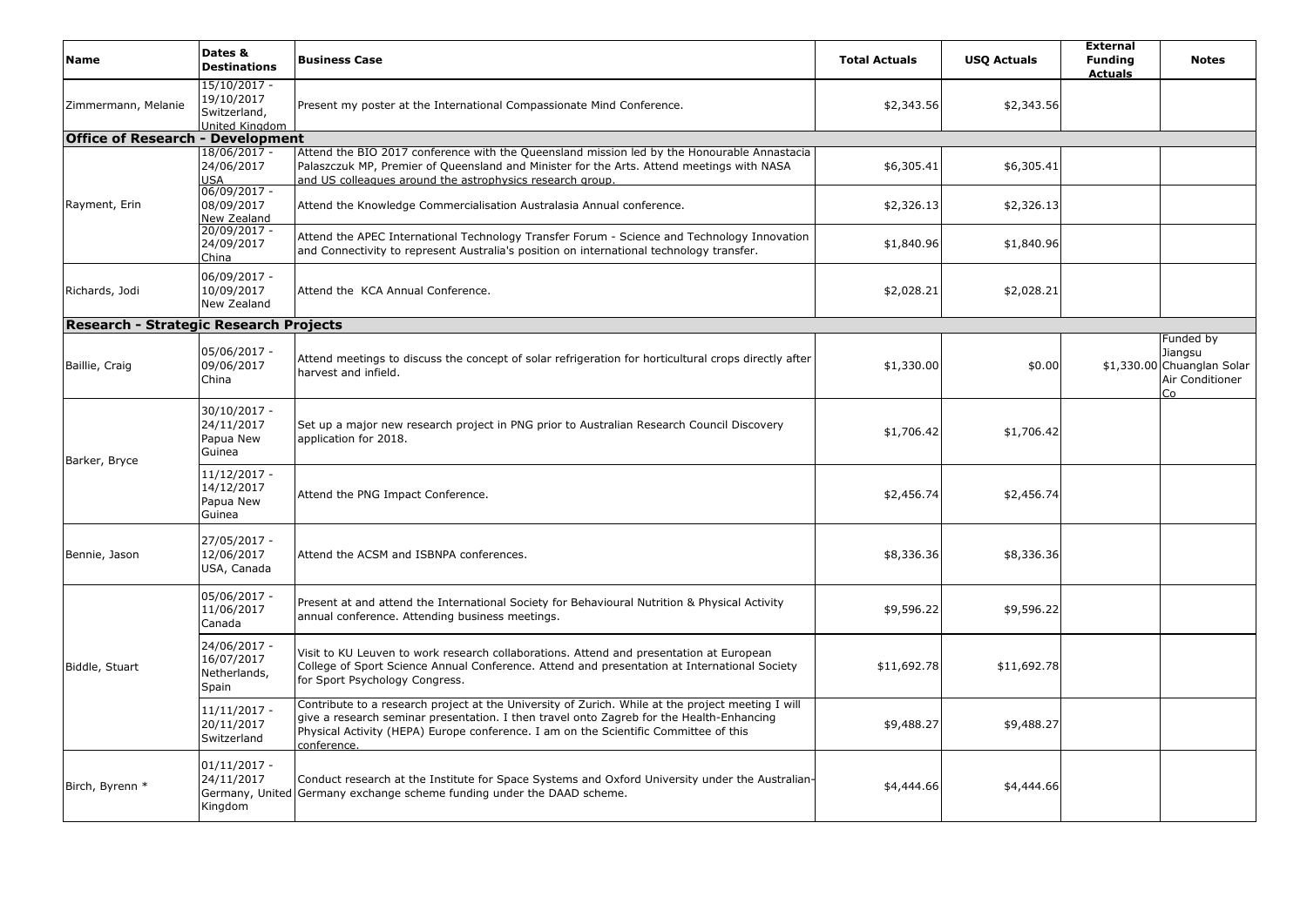| Name | Dates & Destinations | Business Case | Total Actuals | USQ Actuals | External Funding Actuals | Notes |
|---|---|---|---|---|---|---|
| Zimmermann, Melanie | 15/10/2017 - 19/10/2017 Switzerland, United Kingdom | Present my poster at the International Compassionate Mind Conference. | $2,343.56 | $2,343.56 | | |
| **Office of Research - Development** | | | | | | |
| Rayment, Erin | 18/06/2017 - 24/06/2017 USA | Attend the BIO 2017 conference with the Queensland mission led by the Honourable Annastacia Palaszczuk MP, Premier of Queensland and Minister for the Arts. Attend meetings with NASA and US colleagues around the astrophysics research group. | $6,305.41 | $6,305.41 | | |
| | 06/09/2017 - 08/09/2017 New Zealand | Attend the Knowledge Commercialisation Australasia Annual conference. | $2,326.13 | $2,326.13 | | |
| | 20/09/2017 - 24/09/2017 China | Attend the APEC International Technology Transfer Forum - Science and Technology Innovation and Connectivity to represent Australia's position on international technology transfer. | $1,840.96 | $1,840.96 | | |
| Richards, Jodi | 06/09/2017 - 10/09/2017 New Zealand | Attend the KCA Annual Conference. | $2,028.21 | $2,028.21 | | |
| **Research - Strategic Research Projects** | | | | | | |
| Baillie, Craig | 05/06/2017 - 09/06/2017 China | Attend meetings to discuss the concept of solar refrigeration for horticultural crops directly after harvest and infield. | $1,330.00 | $0.00 | $1,330.00 | Funded by Jiangsu Chuanglan Solar Air Conditioner Co |
| Barker, Bryce | 30/10/2017 - 24/11/2017 Papua New Guinea | Set up a major new research project in PNG prior to Australian Research Council Discovery application for 2018. | $1,706.42 | $1,706.42 | | |
| | 11/12/2017 - 14/12/2017 Papua New Guinea | Attend the PNG Impact Conference. | $2,456.74 | $2,456.74 | | |
| Bennie, Jason | 27/05/2017 - 12/06/2017 USA, Canada | Attend the ACSM and ISBNPA conferences. | $8,336.36 | $8,336.36 | | |
| Biddle, Stuart | 05/06/2017 - 11/06/2017 Canada | Present at and attend the International Society for Behavioural Nutrition & Physical Activity annual conference. Attending business meetings. | $9,596.22 | $9,596.22 | | |
| | 24/06/2017 - 16/07/2017 Netherlands, Spain | Visit to KU Leuven to work research collaborations. Attend and presentation at European College of Sport Science Annual Conference. Attend and presentation at International Society for Sport Psychology Congress. | $11,692.78 | $11,692.78 | | |
| | 11/11/2017 - 20/11/2017 Switzerland | Contribute to a research project at the University of Zurich. While at the project meeting I will give a research seminar presentation. I then travel onto Zagreb for the Health-Enhancing Physical Activity (HEPA) Europe conference. I am on the Scientific Committee of this conference. | $9,488.27 | $9,488.27 | | |
| Birch, Byrenn * | 01/11/2017 - 24/11/2017 Germany, United Kingdom | Conduct research at the Institute for Space Systems and Oxford University under the Australian-Germany exchange scheme funding under the DAAD scheme. | $4,444.66 | $4,444.66 | | |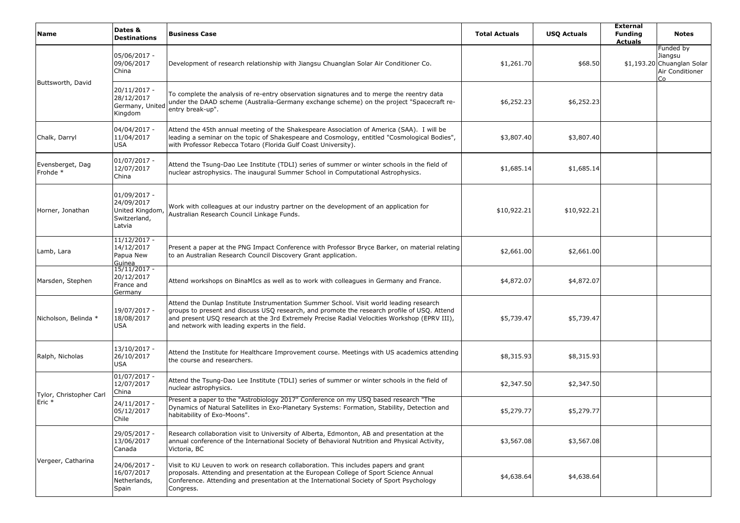| Name | Dates & Destinations | Business Case | Total Actuals | USQ Actuals | External Funding Actuals | Notes |
|---|---|---|---|---|---|---|
| Buttsworth, David | 05/06/2017 - 09/06/2017 China | Development of research relationship with Jiangsu Chuanglan Solar Air Conditioner Co. | $1,261.70 | $68.50 | $1,193.20 | Funded by Jiangsu Chuanglan Solar Air Conditioner Co |
| | 20/11/2017 - 28/12/2017 Germany, United Kingdom | To complete the analysis of re-entry observation signatures and to merge the reentry data under the DAAD scheme (Australia-Germany exchange scheme) on the project "Spacecraft re-entry break-up". | $6,252.23 | $6,252.23 | | |
| Chalk, Darryl | 04/04/2017 - 11/04/2017 USA | Attend the 45th annual meeting of the Shakespeare Association of America (SAA). I will be leading a seminar on the topic of Shakespeare and Cosmology, entitled "Cosmological Bodies", with Professor Rebecca Totaro (Florida Gulf Coast University). | $3,807.40 | $3,807.40 | | |
| Evensberget, Dag Frohde * | 01/07/2017 - 12/07/2017 China | Attend the Tsung-Dao Lee Institute (TDLI) series of summer or winter schools in the field of nuclear astrophysics. The inaugural Summer School in Computational Astrophysics. | $1,685.14 | $1,685.14 | | |
| Horner, Jonathan | 01/09/2017 - 24/09/2017 United Kingdom, Switzerland, Latvia | Work with colleagues at our industry partner on the development of an application for Australian Research Council Linkage Funds. | $10,922.21 | $10,922.21 | | |
| Lamb, Lara | 11/12/2017 - 14/12/2017 Papua New Guinea | Present a paper at the PNG Impact Conference with Professor Bryce Barker, on material relating to an Australian Research Council Discovery Grant application. | $2,661.00 | $2,661.00 | | |
| Marsden, Stephen | 15/11/2017 - 20/12/2017 France and Germany | Attend workshops on BinaMIcs as well as to work with colleagues in Germany and France. | $4,872.07 | $4,872.07 | | |
| Nicholson, Belinda * | 19/07/2017 - 18/08/2017 USA | Attend the Dunlap Institute Instrumentation Summer School. Visit world leading research groups to present and discuss USQ research, and promote the research profile of USQ. Attend and present USQ research at the 3rd Extremely Precise Radial Velocities Workshop (EPRV III), and network with leading experts in the field. | $5,739.47 | $5,739.47 | | |
| Ralph, Nicholas | 13/10/2017 - 26/10/2017 USA | Attend the Institute for Healthcare Improvement course. Meetings with US academics attending the course and researchers. | $8,315.93 | $8,315.93 | | |
| Tylor, Christopher Carl Eric * | 01/07/2017 - 12/07/2017 China | Attend the Tsung-Dao Lee Institute (TDLI) series of summer or winter schools in the field of nuclear astrophysics. | $2,347.50 | $2,347.50 | | |
| | 24/11/2017 - 05/12/2017 Chile | Present a paper to the "Astrobiology 2017" Conference on my USQ based research "The Dynamics of Natural Satellites in Exo-Planetary Systems: Formation, Stability, Detection and habitability of Exo-Moons". | $5,279.77 | $5,279.77 | | |
| Vergeer, Catharina | 29/05/2017 - 13/06/2017 Canada | Research collaboration visit to University of Alberta, Edmonton, AB and presentation at the annual conference of the International Society of Behavioral Nutrition and Physical Activity, Victoria, BC | $3,567.08 | $3,567.08 | | |
| | 24/06/2017 - 16/07/2017 Netherlands, Spain | Visit to KU Leuven to work on research collaboration. This includes papers and grant proposals. Attending and presentation at the European College of Sport Science Annual Conference. Attending and presentation at the International Society of Sport Psychology Congress. | $4,638.64 | $4,638.64 | | |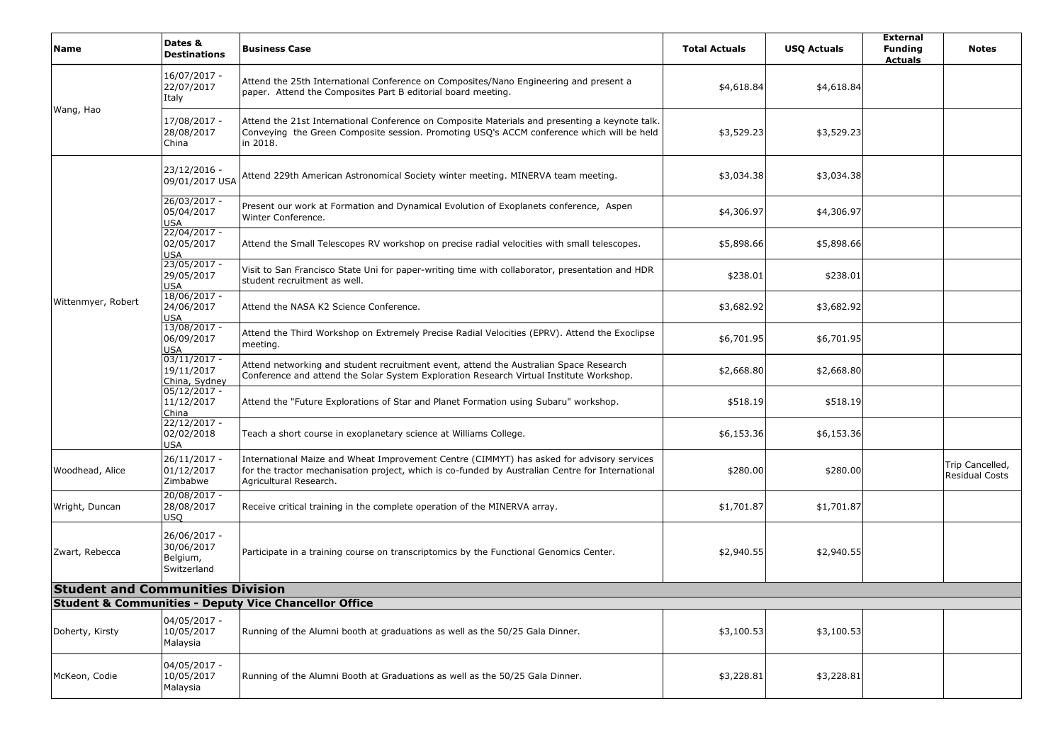| Name | Dates & Destinations | Business Case | Total Actuals | USQ Actuals | External Funding Actuals | Notes |
|---|---|---|---|---|---|---|
| Wang, Hao | 16/07/2017 - 22/07/2017 Italy | Attend the 25th International Conference on Composites/Nano Engineering and present a paper. Attend the Composites Part B editorial board meeting. | $4,618.84 | $4,618.84 | | |
| | 17/08/2017 - 28/08/2017 China | Attend the 21st International Conference on Composite Materials and presenting a keynote talk. Conveying the Green Composite session. Promoting USQ's ACCM conference which will be held in 2018. | $3,529.23 | $3,529.23 | | |
| Wittenmyer, Robert | 23/12/2016 - 09/01/2017 USA | Attend 229th American Astronomical Society winter meeting. MINERVA team meeting. | $3,034.38 | $3,034.38 | | |
| | 26/03/2017 - 05/04/2017 USA | Present our work at Formation and Dynamical Evolution of Exoplanets conference, Aspen Winter Conference. | $4,306.97 | $4,306.97 | | |
| | 22/04/2017 - 02/05/2017 USA | Attend the Small Telescopes RV workshop on precise radial velocities with small telescopes. | $5,898.66 | $5,898.66 | | |
| | 23/05/2017 - 29/05/2017 USA | Visit to San Francisco State Uni for paper-writing time with collaborator, presentation and HDR student recruitment as well. | $238.01 | $238.01 | | |
| | 18/06/2017 - 24/06/2017 USA | Attend the NASA K2 Science Conference. | $3,682.92 | $3,682.92 | | |
| | 13/08/2017 - 06/09/2017 USA | Attend the Third Workshop on Extremely Precise Radial Velocities (EPRV). Attend the Exoclipse meeting. | $6,701.95 | $6,701.95 | | |
| | 03/11/2017 - 19/11/2017 China, Sydney | Attend networking and student recruitment event, attend the Australian Space Research Conference and attend the Solar System Exploration Research Virtual Institute Workshop. | $2,668.80 | $2,668.80 | | |
| | 05/12/2017 - 11/12/2017 China | Attend the "Future Explorations of Star and Planet Formation using Subaru" workshop. | $518.19 | $518.19 | | |
| | 22/12/2017 - 02/02/2018 USA | Teach a short course in exoplanetary science at Williams College. | $6,153.36 | $6,153.36 | | |
| Woodhead, Alice | 26/11/2017 - 01/12/2017 Zimbabwe | International Maize and Wheat Improvement Centre (CIMMYT) has asked for advisory services for the tractor mechanisation project, which is co-funded by Australian Centre for International Agricultural Research. | $280.00 | $280.00 | | Trip Cancelled, Residual Costs |
| Wright, Duncan | 20/08/2017 - 28/08/2017 USQ | Receive critical training in the complete operation of the MINERVA array. | $1,701.87 | $1,701.87 | | |
| Zwart, Rebecca | 26/06/2017 - 30/06/2017 Belgium, Switzerland | Participate in a training course on transcriptomics by the Functional Genomics Center. | $2,940.55 | $2,940.55 | | |
| **Student and Communities Division** | | | | | | |
| **Student & Communities - Deputy Vice Chancellor Office** | | | | | | |
| Doherty, Kirsty | 04/05/2017 - 10/05/2017 Malaysia | Running of the Alumni booth at graduations as well as the 50/25 Gala Dinner. | $3,100.53 | $3,100.53 | | |
| McKeon, Codie | 04/05/2017 - 10/05/2017 Malaysia | Running of the Alumni Booth at Graduations as well as the 50/25 Gala Dinner. | $3,228.81 | $3,228.81 | | |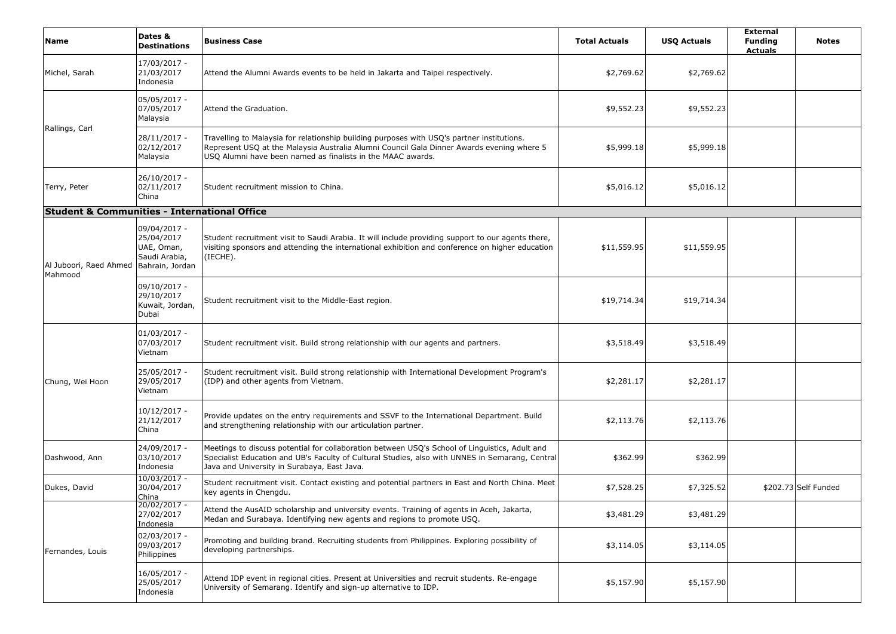| Name | Dates & Destinations | Business Case | Total Actuals | USQ Actuals | External Funding Actuals | Notes |
|---|---|---|---|---|---|---|
| Michel, Sarah | 17/03/2017 - 21/03/2017 Indonesia | Attend the Alumni Awards events to be held in Jakarta and Taipei respectively. | $2,769.62 | $2,769.62 | | |
| Rallings, Carl | 05/05/2017 - 07/05/2017 Malaysia | Attend the Graduation. | $9,552.23 | $9,552.23 | | |
| | 28/11/2017 - 02/12/2017 Malaysia | Travelling to Malaysia for relationship building purposes with USQ's partner institutions. Represent USQ at the Malaysia Australia Alumni Council Gala Dinner Awards evening where 5 USQ Alumni have been named as finalists in the MAAC awards. | $5,999.18 | $5,999.18 | | |
| Terry, Peter | 26/10/2017 - 02/11/2017 China | Student recruitment mission to China. | $5,016.12 | $5,016.12 | | |
| **Student & Communities - International Office** | | | | | | |
| Al Juboori, Raed Ahmed Mahmood | 09/04/2017 - 25/04/2017 UAE, Oman, Saudi Arabia, Bahrain, Jordan | Student recruitment visit to Saudi Arabia. It will include providing support to our agents there, visiting sponsors and attending the international exhibition and conference on higher education (IECHE). | $11,559.95 | $11,559.95 | | |
| | 09/10/2017 - 29/10/2017 Kuwait, Jordan, Dubai | Student recruitment visit to the Middle-East region. | $19,714.34 | $19,714.34 | | |
| Chung, Wei Hoon | 01/03/2017 - 07/03/2017 Vietnam | Student recruitment visit. Build strong relationship with our agents and partners. | $3,518.49 | $3,518.49 | | |
| | 25/05/2017 - 29/05/2017 Vietnam | Student recruitment visit. Build strong relationship with International Development Program's (IDP) and other agents from Vietnam. | $2,281.17 | $2,281.17 | | |
| | 10/12/2017 - 21/12/2017 China | Provide updates on the entry requirements and SSVF to the International Department. Build and strengthening relationship with our articulation partner. | $2,113.76 | $2,113.76 | | |
| Dashwood, Ann | 24/09/2017 - 03/10/2017 Indonesia | Meetings to discuss potential for collaboration between USQ's School of Linguistics, Adult and Specialist Education and UB's Faculty of Cultural Studies, also with UNNES in Semarang, Central Java and University in Surabaya, East Java. | $362.99 | $362.99 | | |
| Dukes, David | 10/03/2017 - 30/04/2017 China | Student recruitment visit. Contact existing and potential partners in East and North China. Meet key agents in Chengdu. | $7,528.25 | $7,325.52 | $202.73 | Self Funded |
| Fernandes, Louis | 20/02/2017 - 27/02/2017 Indonesia | Attend the AusAID scholarship and university events. Training of agents in Aceh, Jakarta, Medan and Surabaya. Identifying new agents and regions to promote USQ. | $3,481.29 | $3,481.29 | | |
| | 02/03/2017 - 09/03/2017 Philippines | Promoting and building brand. Recruiting students from Philippines. Exploring possibility of developing partnerships. | $3,114.05 | $3,114.05 | | |
| | 16/05/2017 - 25/05/2017 Indonesia | Attend IDP event in regional cities. Present at Universities and recruit students. Re-engage University of Semarang. Identify and sign-up alternative to IDP. | $5,157.90 | $5,157.90 | | |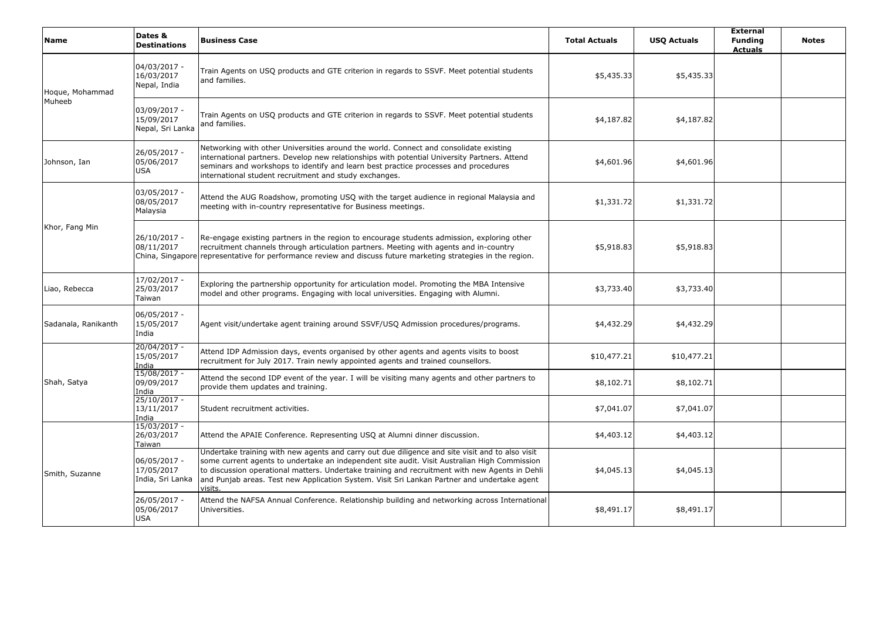| Name | Dates & Destinations | Business Case | Total Actuals | USQ Actuals | External Funding Actuals | Notes |
|---|---|---|---|---|---|---|
| Hoque, Mohammad Muheeb | 04/03/2017 - 16/03/2017 Nepal, India | Train Agents on USQ products and GTE criterion in regards to SSVF. Meet potential students and families. | $5,435.33 | $5,435.33 | | |
| | 03/09/2017 - 15/09/2017 Nepal, Sri Lanka | Train Agents on USQ products and GTE criterion in regards to SSVF. Meet potential students and families. | $4,187.82 | $4,187.82 | | |
| Johnson, Ian | 26/05/2017 - 05/06/2017 USA | Networking with other Universities around the world. Connect and consolidate existing international partners. Develop new relationships with potential University Partners. Attend seminars and workshops to identify and learn best practice processes and procedures international student recruitment and study exchanges. | $4,601.96 | $4,601.96 | | |
| Khor, Fang Min | 03/05/2017 - 08/05/2017 Malaysia | Attend the AUG Roadshow, promoting USQ with the target audience in regional Malaysia and meeting with in-country representative for Business meetings. | $1,331.72 | $1,331.72 | | |
| | 26/10/2017 - 08/11/2017 China, Singapore | Re-engage existing partners in the region to encourage students admission, exploring other recruitment channels through articulation partners. Meeting with agents and in-country representative for performance review and discuss future marketing strategies in the region. | $5,918.83 | $5,918.83 | | |
| Liao, Rebecca | 17/02/2017 - 25/03/2017 Taiwan | Exploring the partnership opportunity for articulation model. Promoting the MBA Intensive model and other programs. Engaging with local universities. Engaging with Alumni. | $3,733.40 | $3,733.40 | | |
| Sadanala, Ranikanth | 06/05/2017 - 15/05/2017 India | Agent visit/undertake agent training around SSVF/USQ Admission procedures/programs. | $4,432.29 | $4,432.29 | | |
| Shah, Satya | 20/04/2017 - 15/05/2017 India | Attend IDP Admission days, events organised by other agents and agents visits to boost recruitment for July 2017. Train newly appointed agents and trained counsellors. | $10,477.21 | $10,477.21 | | |
| | 15/08/2017 - 09/09/2017 India | Attend the second IDP event of the year. I will be visiting many agents and other partners to provide them updates and training. | $8,102.71 | $8,102.71 | | |
| | 25/10/2017 - 13/11/2017 India | Student recruitment activities. | $7,041.07 | $7,041.07 | | |
| Smith, Suzanne | 15/03/2017 - 26/03/2017 Taiwan | Attend the APAIE Conference. Representing USQ at Alumni dinner discussion. | $4,403.12 | $4,403.12 | | |
| | 06/05/2017 - 17/05/2017 India, Sri Lanka | Undertake training with new agents and carry out due diligence and site visit and to also visit some current agents to undertake an independent site audit. Visit Australian High Commission to discussion operational matters. Undertake training and recruitment with new Agents in Dehli and Punjab areas. Test new Application System. Visit Sri Lankan Partner and undertake agent visits. | $4,045.13 | $4,045.13 | | |
| | 26/05/2017 - 05/06/2017 USA | Attend the NAFSA Annual Conference. Relationship building and networking across International Universities. | $8,491.17 | $8,491.17 | | |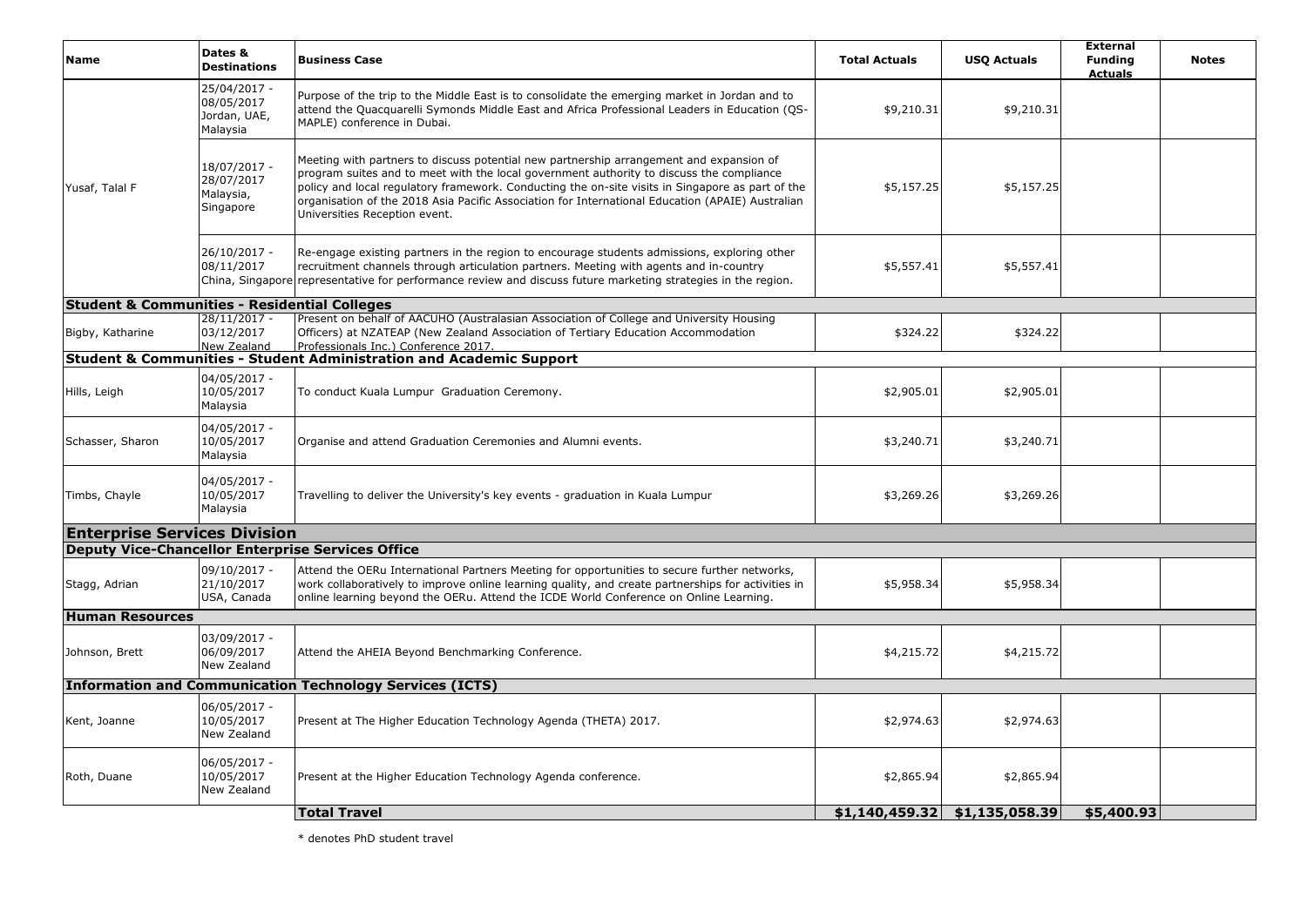| Name | Dates & Destinations | Business Case | Total Actuals | USQ Actuals | External Funding Actuals | Notes |
|---|---|---|---|---|---|---|
| Yusaf, Talal F | 25/04/2017 - 08/05/2017 Jordan, UAE, Malaysia | Purpose of the trip to the Middle East is to consolidate the emerging market in Jordan and to attend the Quacquarelli Symonds Middle East and Africa Professional Leaders in Education (QS-MAPLE) conference in Dubai. | $9,210.31 | $9,210.31 | | |
| | 18/07/2017 - 28/07/2017 Malaysia, Singapore | Meeting with partners to discuss potential new partnership arrangement and expansion of program suites and to meet with the local government authority to discuss the compliance policy and local regulatory framework. Conducting the on-site visits in Singapore as part of the organisation of the 2018 Asia Pacific Association for International Education (APAIE) Australian Universities Reception event. | $5,157.25 | $5,157.25 | | |
| | 26/10/2017 - 08/11/2017 China, Singapore | Re-engage existing partners in the region to encourage students admissions, exploring other recruitment channels through articulation partners. Meeting with agents and in-country representative for performance review and discuss future marketing strategies in the region. | $5,557.41 | $5,557.41 | | |
| **Student & Communities - Residential Colleges** | | | | | | |
| Bigby, Katharine | 28/11/2017 - 03/12/2017 New Zealand | Present on behalf of AACUHO (Australasian Association of College and University Housing Officers) at NZATEAP (New Zealand Association of Tertiary Education Accommodation Professionals Inc.) Conference 2017. | $324.22 | $324.22 | | |
| **Student & Communities - Student Administration and Academic Support** | | | | | | |
| Hills, Leigh | 04/05/2017 - 10/05/2017 Malaysia | To conduct Kuala Lumpur Graduation Ceremony. | $2,905.01 | $2,905.01 | | |
| Schasser, Sharon | 04/05/2017 - 10/05/2017 Malaysia | Organise and attend Graduation Ceremonies and Alumni events. | $3,240.71 | $3,240.71 | | |
| Timbs, Chayle | 04/05/2017 - 10/05/2017 Malaysia | Travelling to deliver the University's key events - graduation in Kuala Lumpur | $3,269.26 | $3,269.26 | | |
| **Enterprise Services Division** | | | | | | |
| **Deputy Vice-Chancellor Enterprise Services Office** | | | | | | |
| Stagg, Adrian | 09/10/2017 - 21/10/2017 USA, Canada | Attend the OERu International Partners Meeting for opportunities to secure further networks, work collaboratively to improve online learning quality, and create partnerships for activities in online learning beyond the OERu. Attend the ICDE World Conference on Online Learning. | $5,958.34 | $5,958.34 | | |
| **Human Resources** | | | | | | |
| Johnson, Brett | 03/09/2017 - 06/09/2017 New Zealand | Attend the AHEIA Beyond Benchmarking Conference. | $4,215.72 | $4,215.72 | | |
| **Information and Communication Technology Services (ICTS)** | | | | | | |
| Kent, Joanne | 06/05/2017 - 10/05/2017 New Zealand | Present at The Higher Education Technology Agenda (THETA) 2017. | $2,974.63 | $2,974.63 | | |
| Roth, Duane | 06/05/2017 - 10/05/2017 New Zealand | Present at the Higher Education Technology Agenda conference. | $2,865.94 | $2,865.94 | | |
| | | **Total Travel** | **$1,140,459.32** | **$1,135,058.39** | **$5,400.93** | |

\* denotes PhD student travel